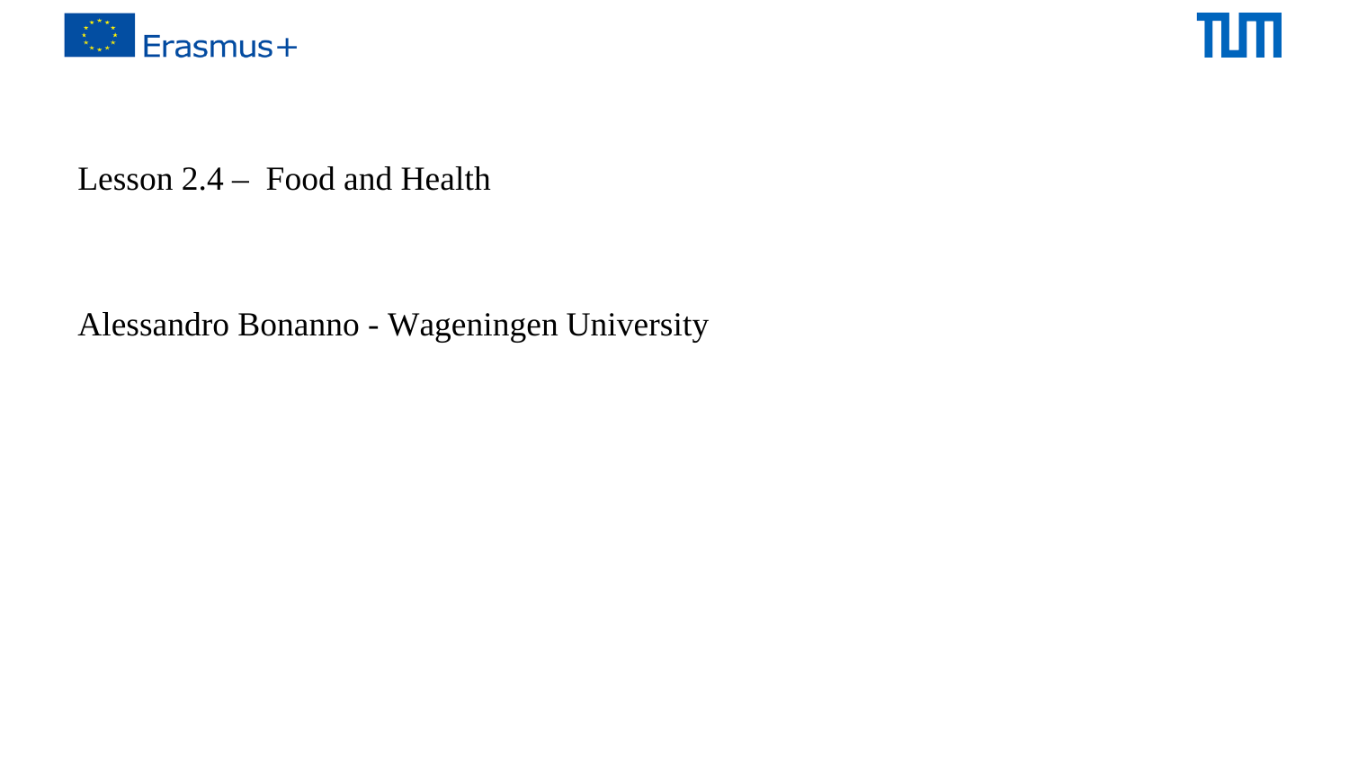# Lesson 2.4 – Food and Health

Alessandro Bonanno - Wageningen University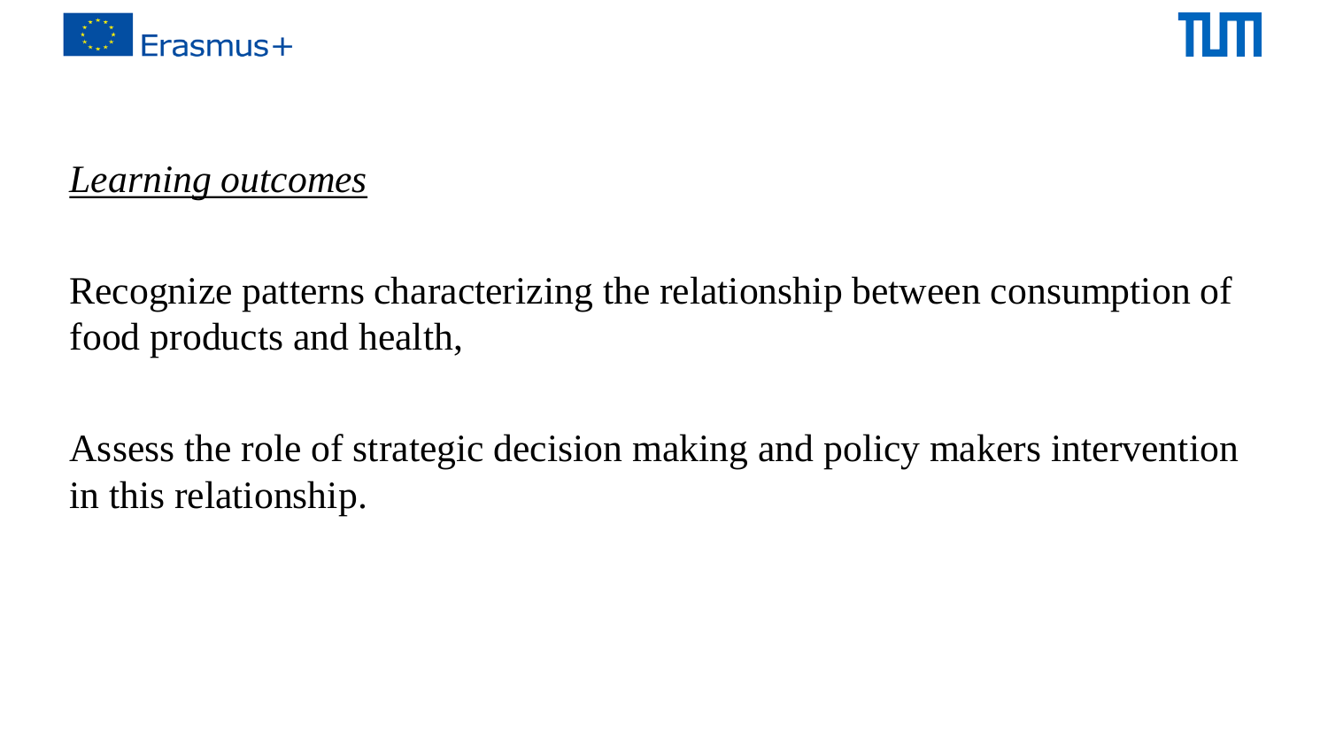*Learning outcomes*

Recognize patterns characterizing the relationship between consumption of food products and health,

Assess the role of strategic decision making and policy makers intervention in this relationship.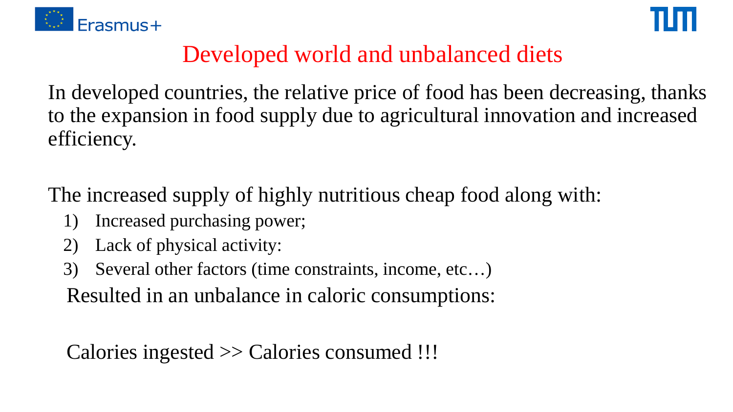# Developed world and unbalanced diets

In developed countries, the relative price of food has been decreasing, thanks to the expansion in food supply due to agricultural innovation and increased efficiency.

The increased supply of highly nutritious cheap food along with:

1) Increased purchasing power;
2) Lack of physical activity:
3) Several other factors (time constraints, income, etc…)

Resulted in an unbalance in caloric consumptions:

Calories ingested >> Calories consumed !!!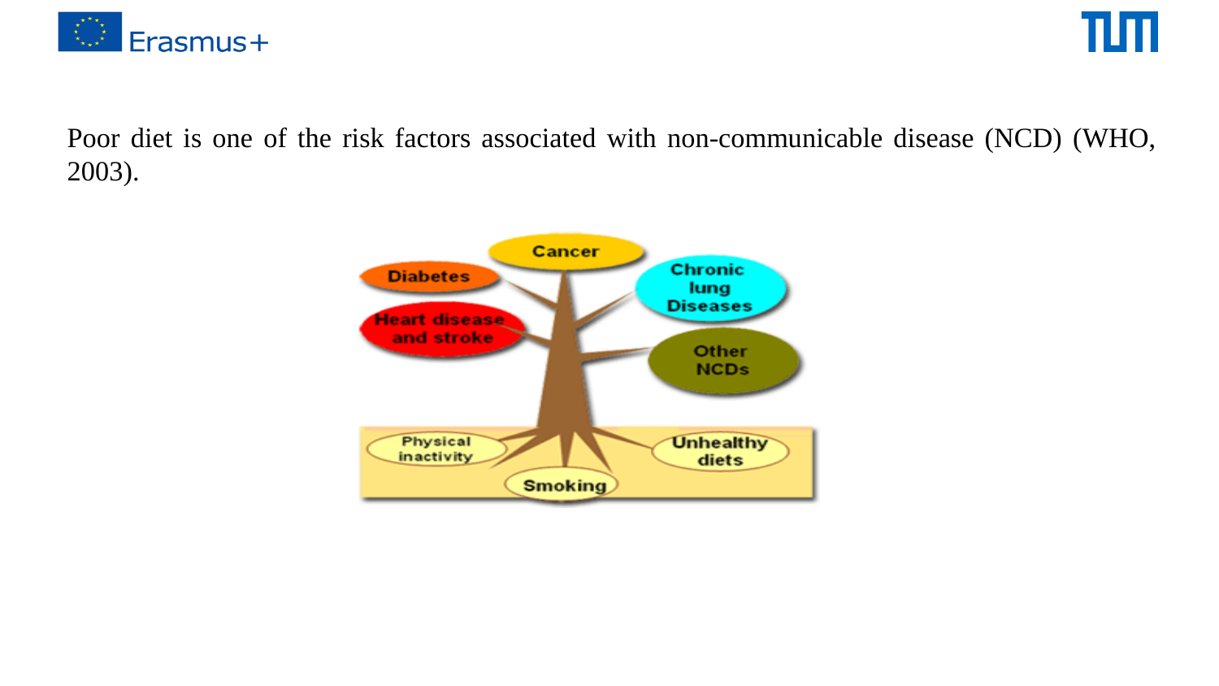Poor diet is one of the risk factors associated with non-communicable disease (NCD) (WHO, 2003).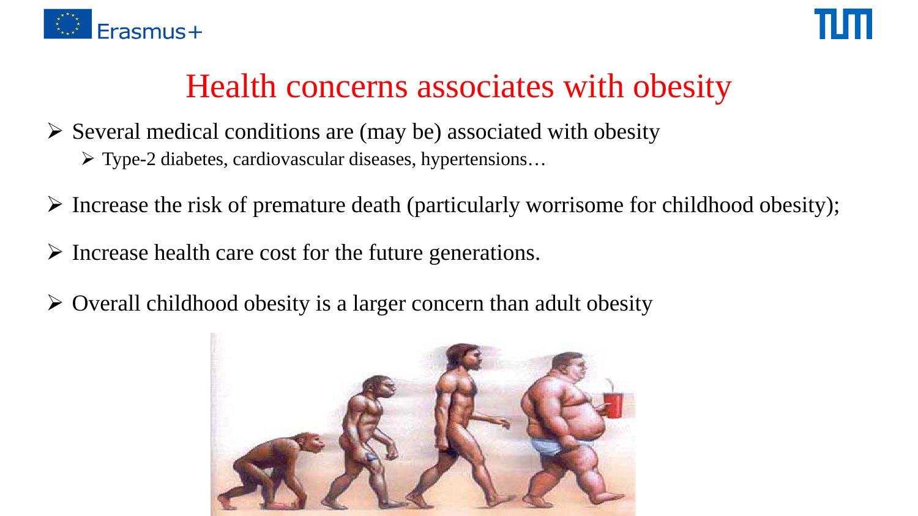# Health concerns associates with obesity

- Several medical conditions are (may be) associated with obesity
  - Type-2 diabetes, cardiovascular diseases, hypertensions…
- Increase the risk of premature death (particularly worrisome for childhood obesity);
- Increase health care cost for the future generations.
- Overall childhood obesity is a larger concern than adult obesity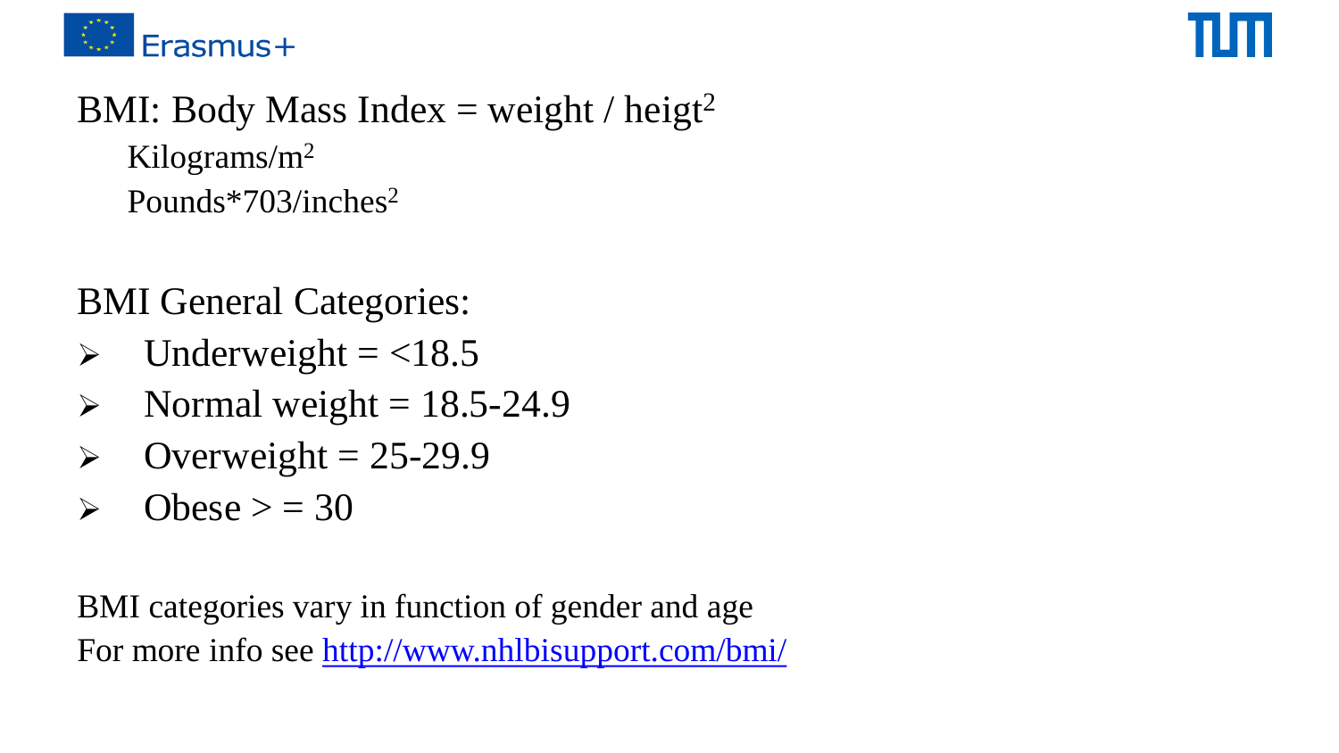BMI: Body Mass Index = weight / heigt$^2$

Kilograms/m$^2$

Pounds*703/inches$^2$

BMI General Categories:

- Underweight = <18.5
- Normal weight = 18.5-24.9
- Overweight = 25-29.9
- Obese > = 30

BMI categories vary in function of gender and age

For more info see http://www.nhlbisupport.com/bmi/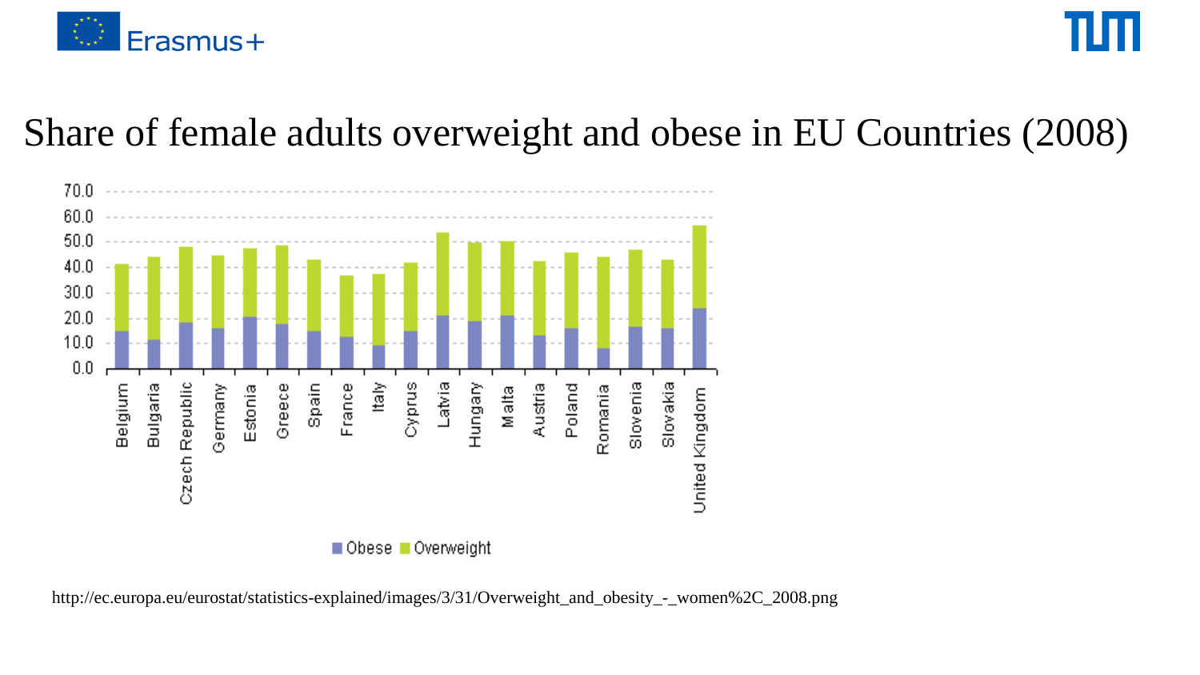# Share of female adults overweight and obese in EU Countries (2008)

http://ec.europa.eu/eurostat/statistics-explained/images/3/31/Overweight_and_obesity_-_women%2C_2008.png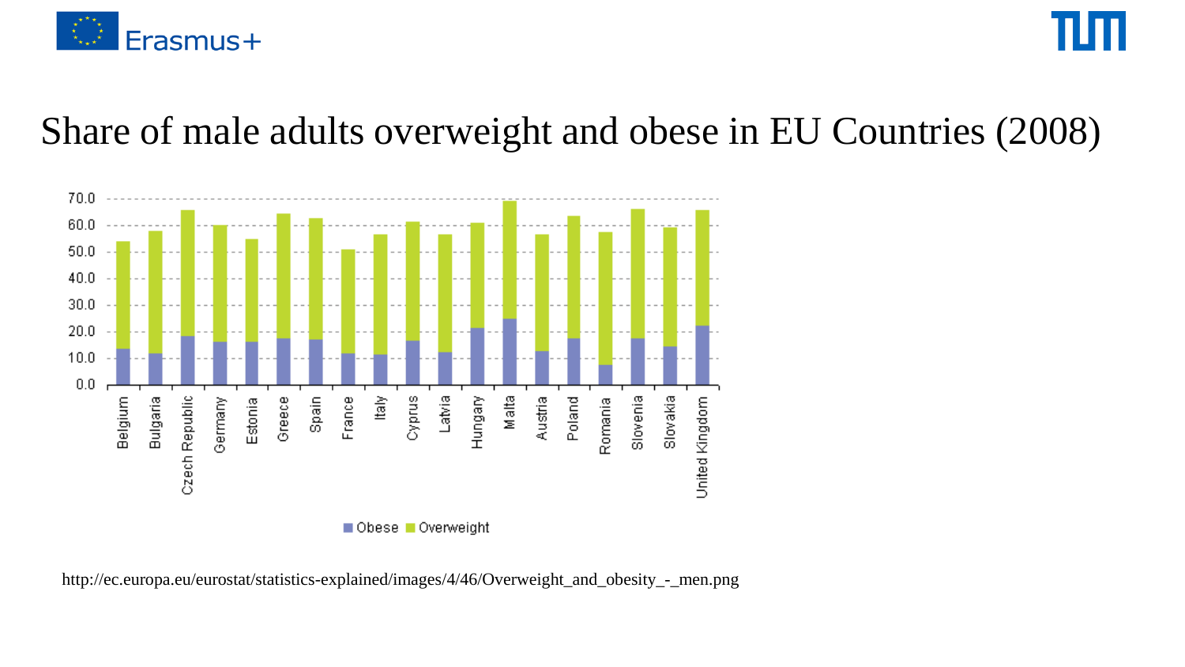# Share of male adults overweight and obese in EU Countries (2008)

http://ec.europa.eu/eurostat/statistics-explained/images/4/46/Overweight_and_obesity_-_men.png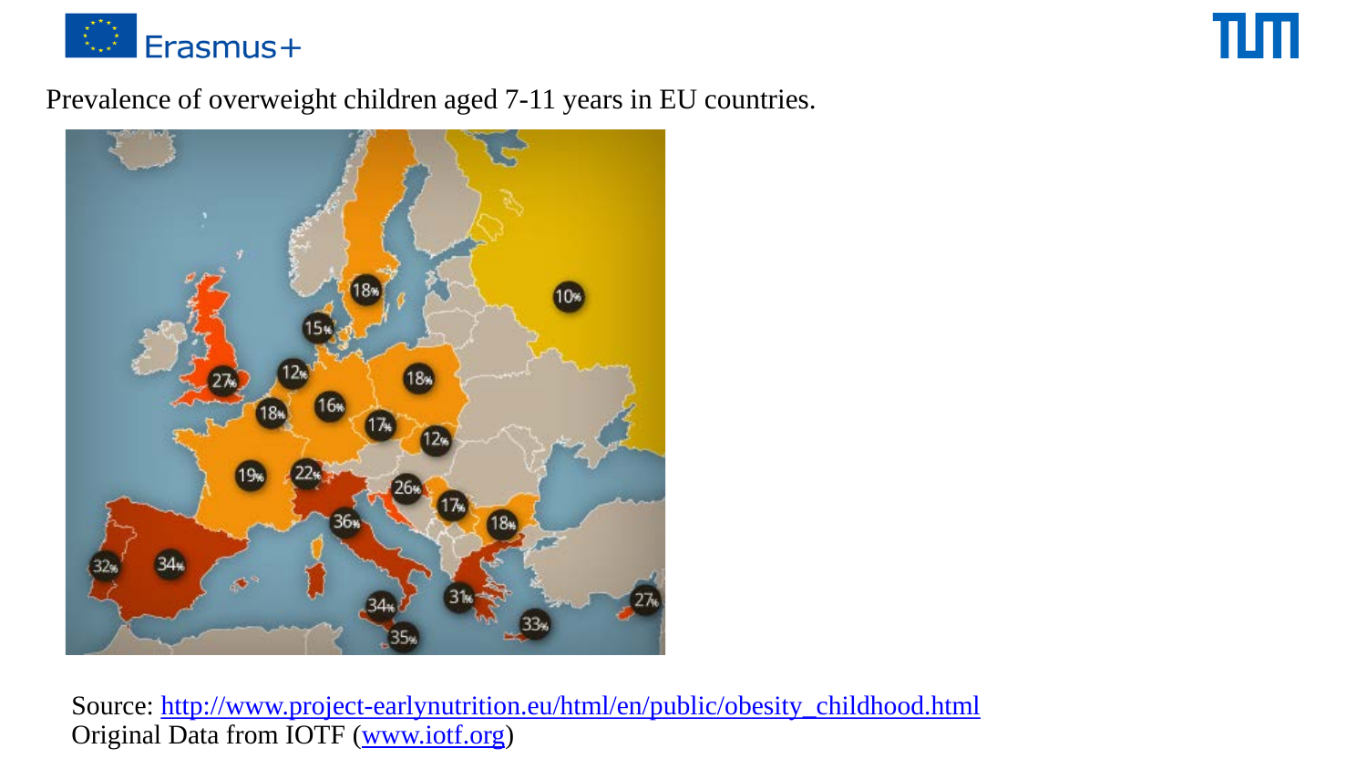Prevalence of overweight children aged 7-11 years in EU countries.

Source: http://www.project-earlynutrition.eu/html/en/public/obesity_childhood.html
Original Data from IOTF (www.iotf.org)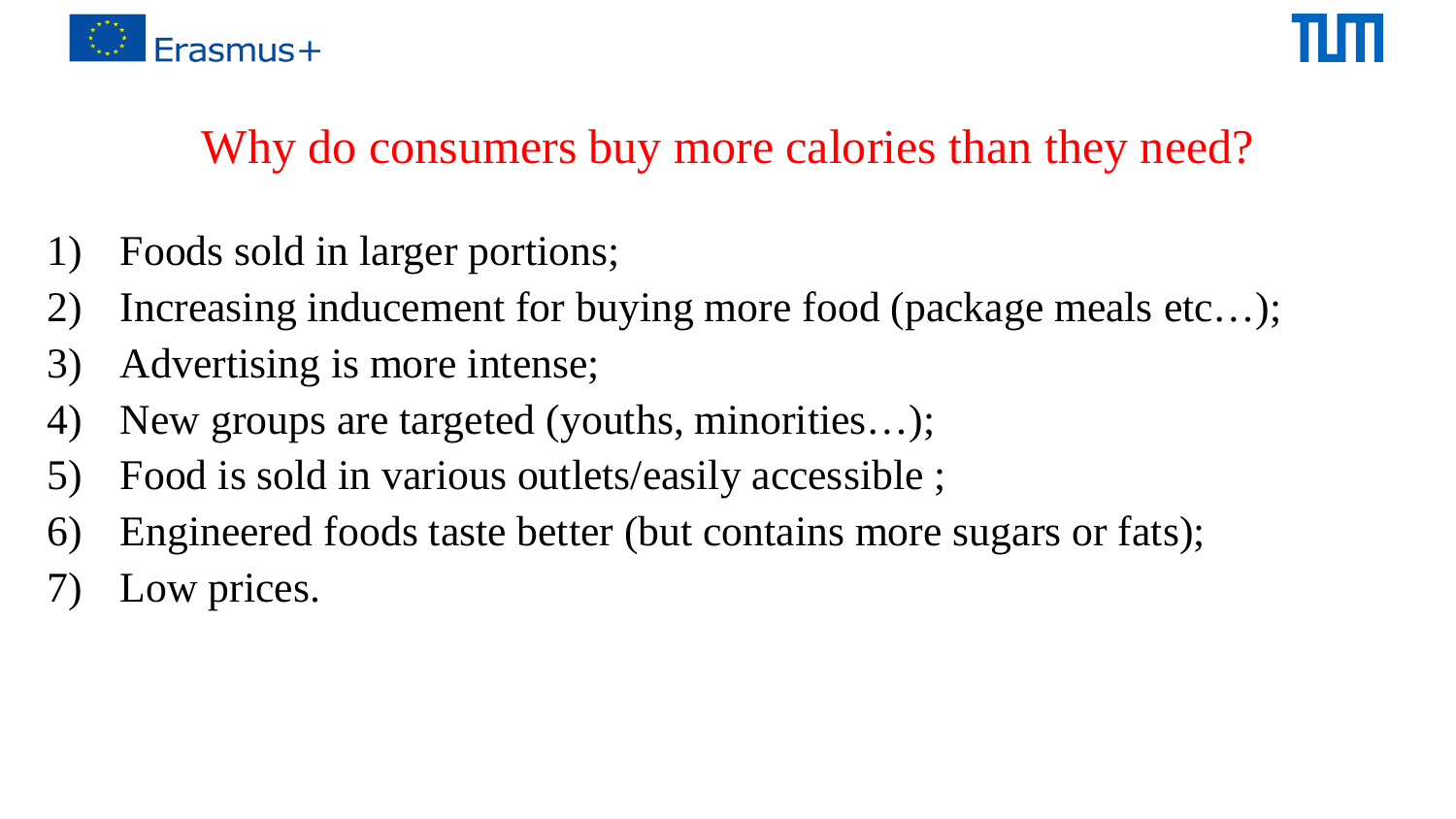# Why do consumers buy more calories than they need?

1) Foods sold in larger portions;
2) Increasing inducement for buying more food (package meals etc…);
3) Advertising is more intense;
4) New groups are targeted (youths, minorities…);
5) Food is sold in various outlets/easily accessible ;
6) Engineered foods taste better (but contains more sugars or fats);
7) Low prices.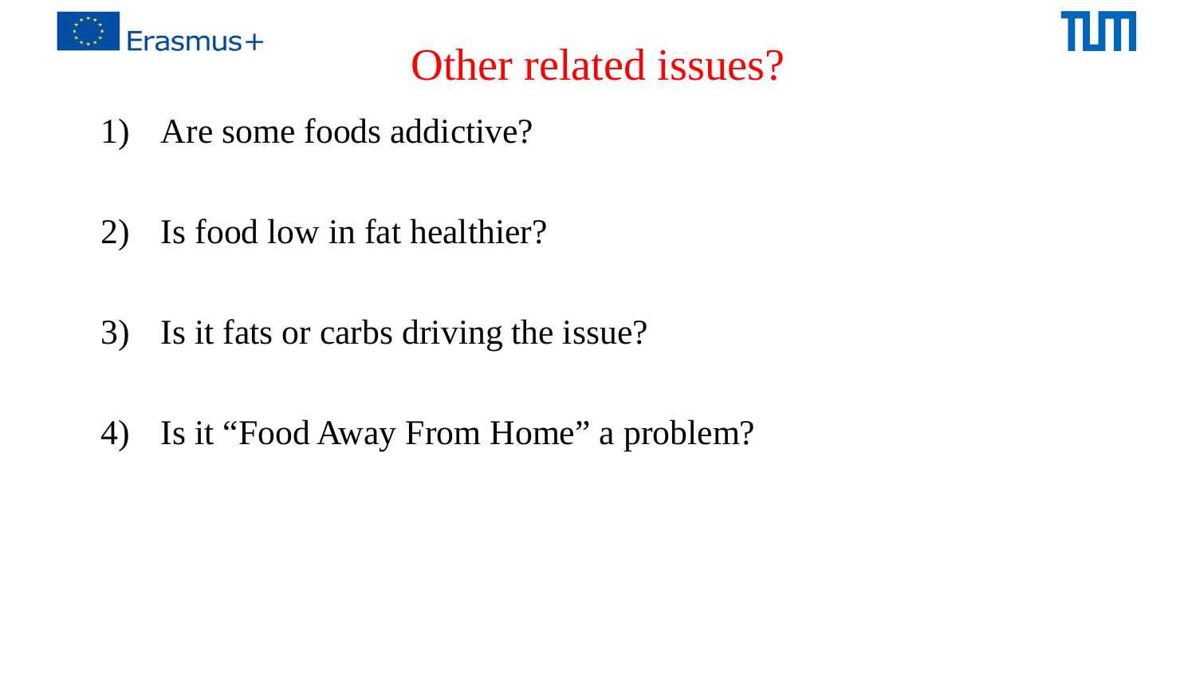# Other related issues?

1) Are some foods addictive?

2) Is food low in fat healthier?

3) Is it fats or carbs driving the issue?

4) Is it “Food Away From Home” a problem?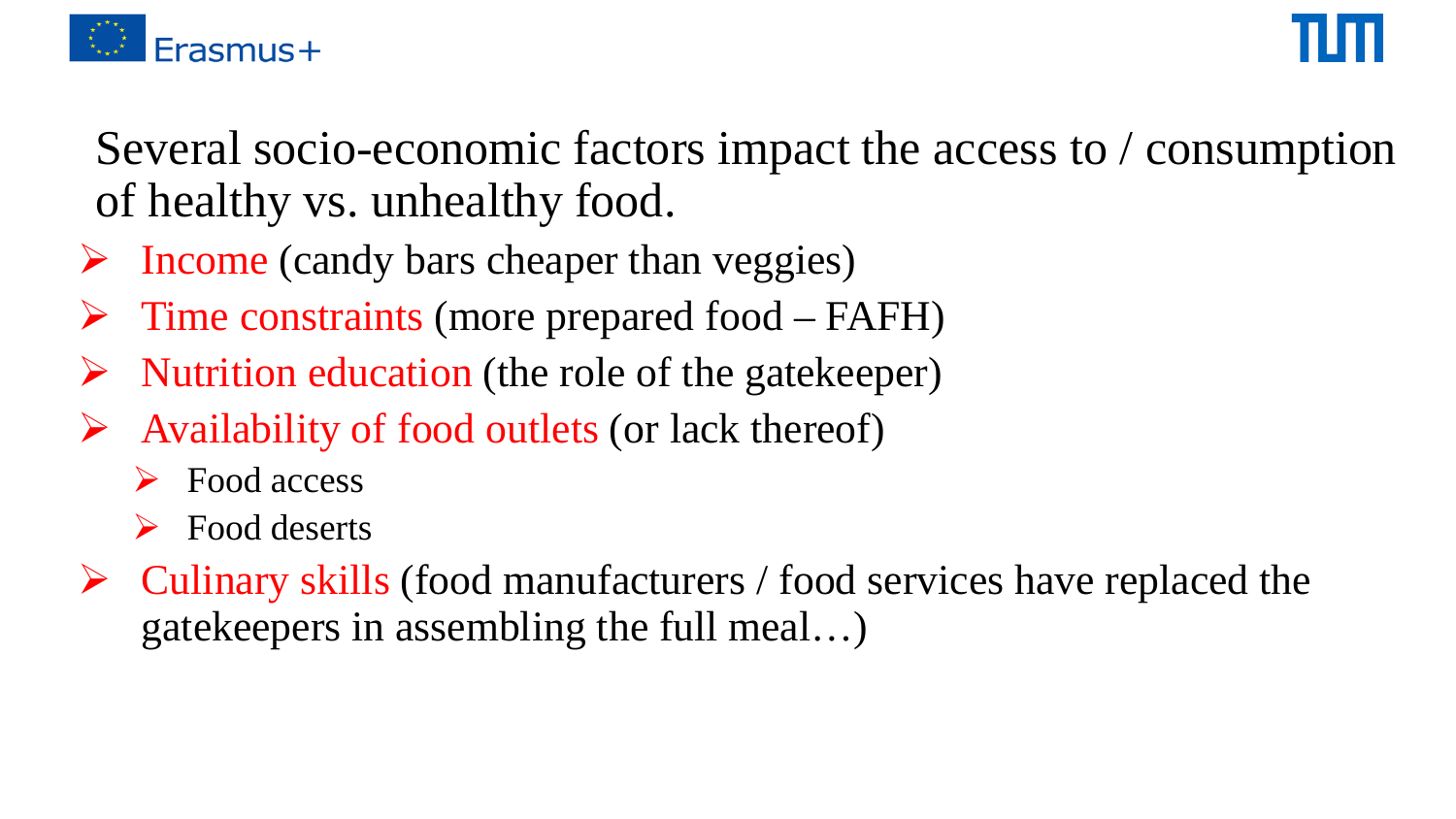Several socio-economic factors impact the access to / consumption of healthy vs. unhealthy food.

- Income (candy bars cheaper than veggies)
- Time constraints (more prepared food – FAFH)
- Nutrition education (the role of the gatekeeper)
- Availability of food outlets (or lack thereof)
  - Food access
  - Food deserts
- Culinary skills (food manufacturers / food services have replaced the gatekeepers in assembling the full meal…)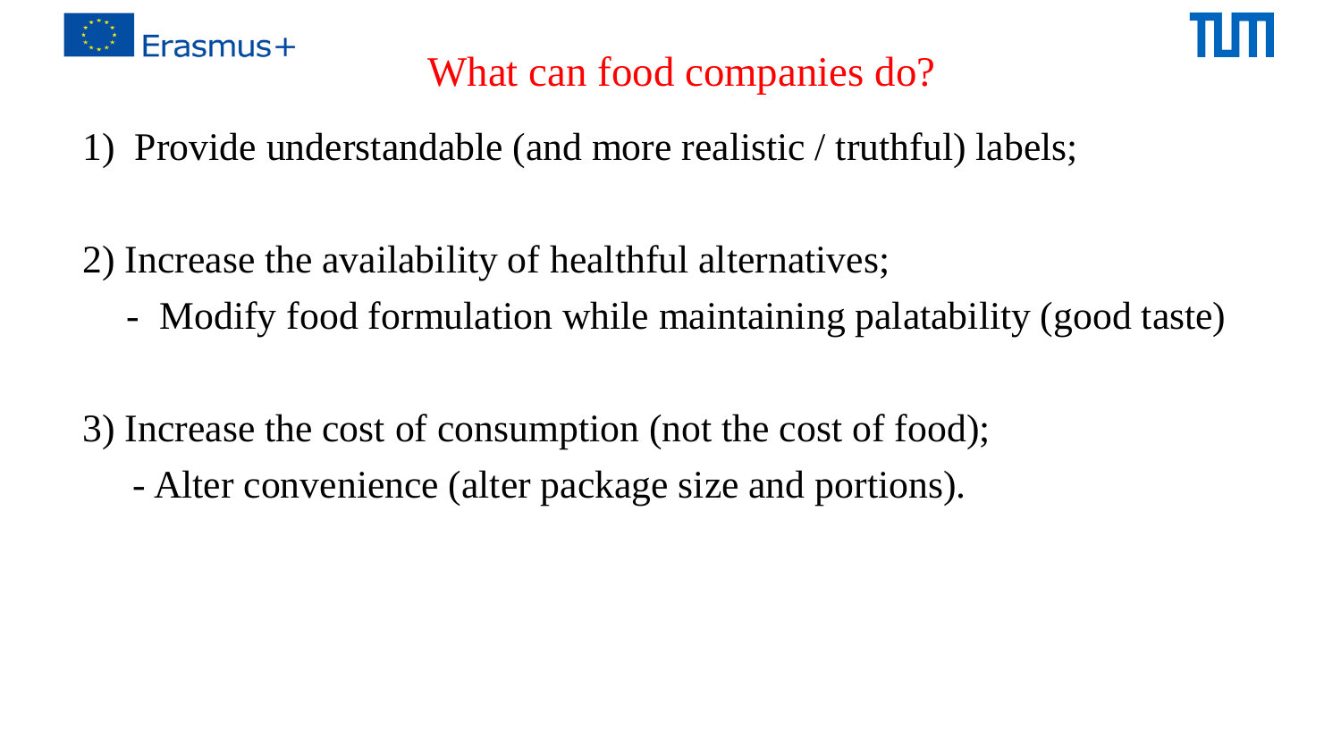# What can food companies do?

1) Provide understandable (and more realistic / truthful) labels;

2) Increase the availability of healthful alternatives;
   - Modify food formulation while maintaining palatability (good taste)

3) Increase the cost of consumption (not the cost of food);
   - Alter convenience (alter package size and portions).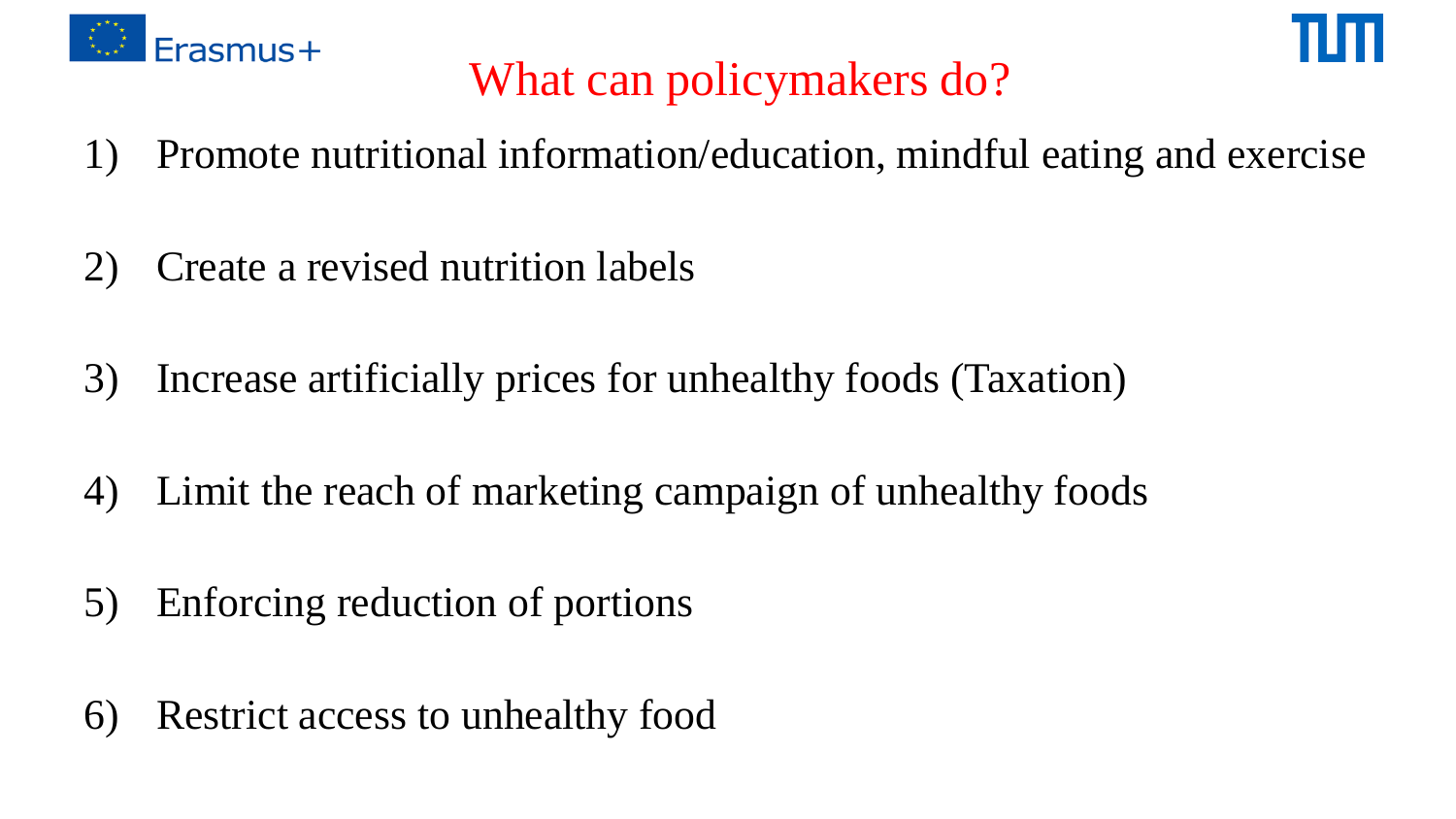# What can policymakers do?

1) Promote nutritional information/education, mindful eating and exercise

2) Create a revised nutrition labels

3) Increase artificially prices for unhealthy foods (Taxation)

4) Limit the reach of marketing campaign of unhealthy foods

5) Enforcing reduction of portions

6) Restrict access to unhealthy food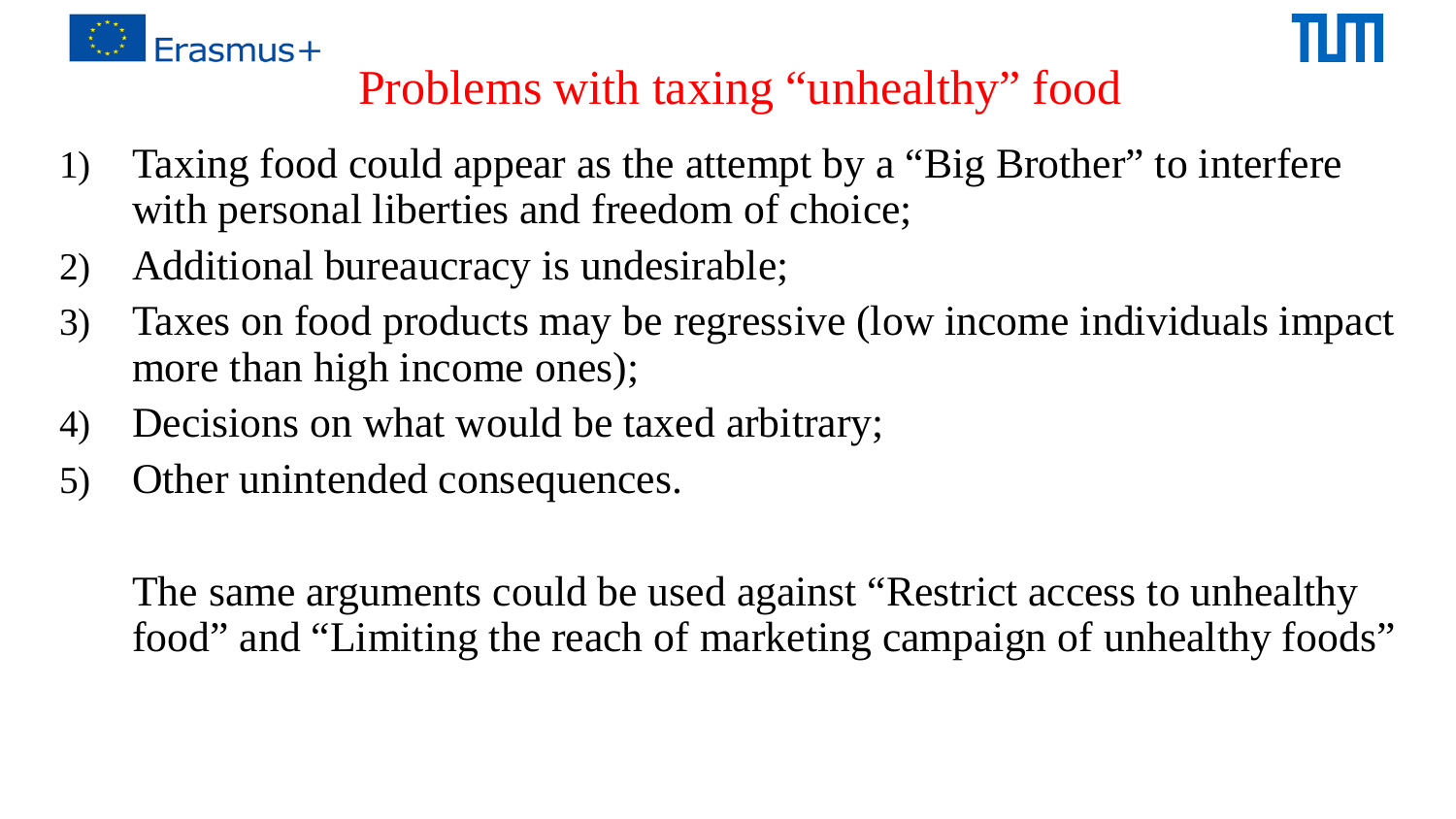# Problems with taxing “unhealthy” food

1) Taxing food could appear as the attempt by a “Big Brother” to interfere with personal liberties and freedom of choice;
2) Additional bureaucracy is undesirable;
3) Taxes on food products may be regressive (low income individuals impact more than high income ones);
4) Decisions on what would be taxed arbitrary;
5) Other unintended consequences.

The same arguments could be used against “Restrict access to unhealthy food” and “Limiting the reach of marketing campaign of unhealthy foods”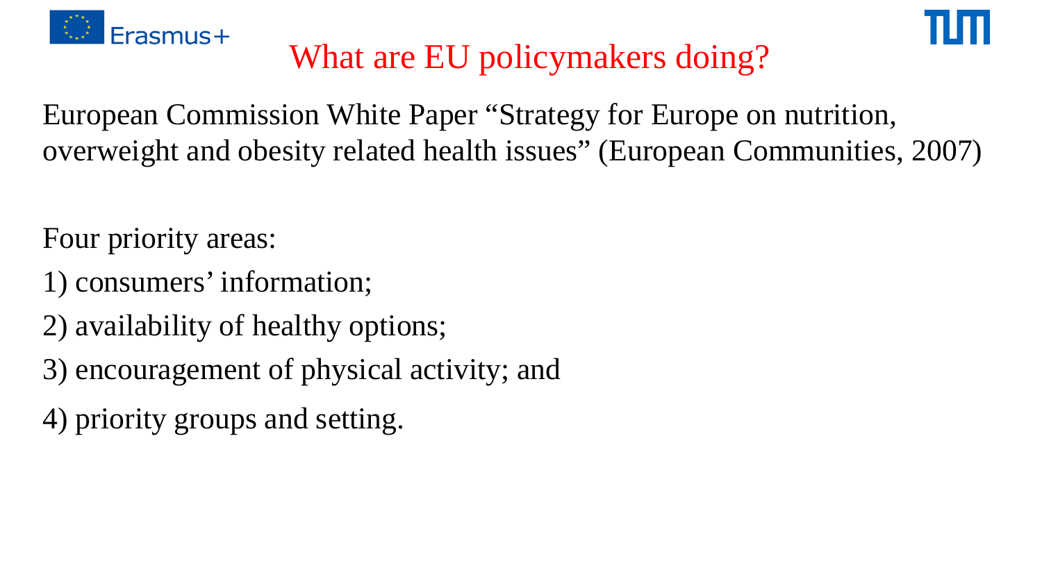# What are EU policymakers doing?

European Commission White Paper “Strategy for Europe on nutrition, overweight and obesity related health issues” (European Communities, 2007)

Four priority areas:

1) consumers’ information;

2) availability of healthy options;

3) encouragement of physical activity; and

4) priority groups and setting.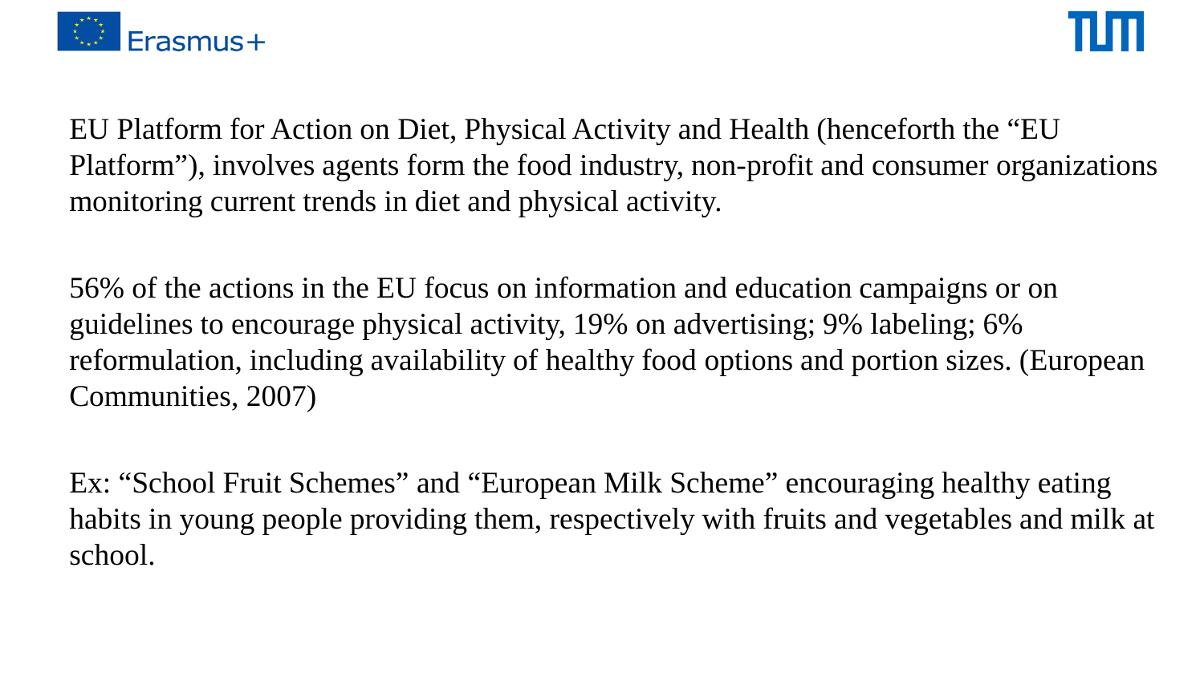EU Platform for Action on Diet, Physical Activity and Health (henceforth the "EU Platform"), involves agents form the food industry, non-profit and consumer organizations monitoring current trends in diet and physical activity.

56% of the actions in the EU focus on information and education campaigns or on guidelines to encourage physical activity, 19% on advertising; 9% labeling; 6% reformulation, including availability of healthy food options and portion sizes. (European Communities, 2007)

Ex: "School Fruit Schemes" and "European Milk Scheme" encouraging healthy eating habits in young people providing them, respectively with fruits and vegetables and milk at school.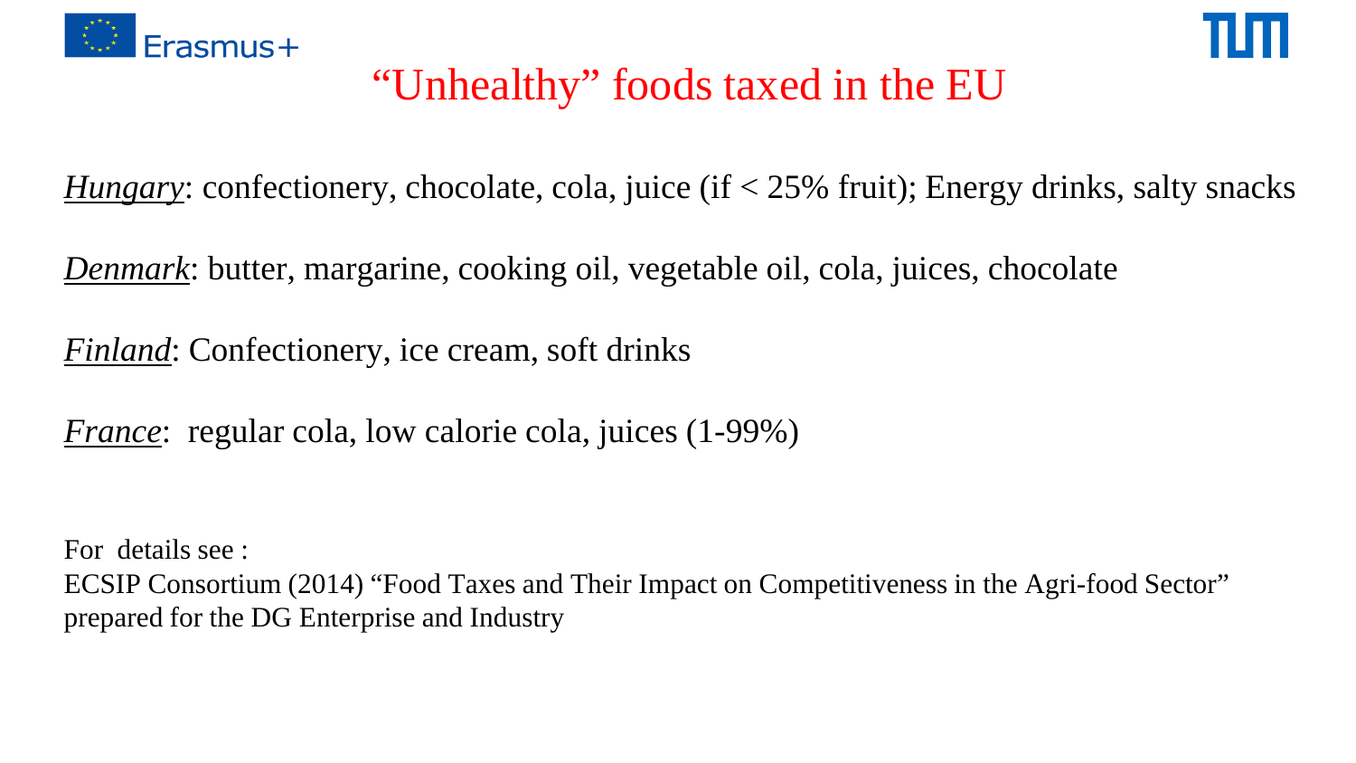# “Unhealthy” foods taxed in the EU

***Hungary***: confectionery, chocolate, cola, juice (if < 25% fruit); Energy drinks, salty snacks

***Denmark***: butter, margarine, cooking oil, vegetable oil, cola, juices, chocolate

***Finland***: Confectionery, ice cream, soft drinks

***France***: regular cola, low calorie cola, juices (1-99%)

For details see :
ECSIP Consortium (2014) “Food Taxes and Their Impact on Competitiveness in the Agri-food Sector” prepared for the DG Enterprise and Industry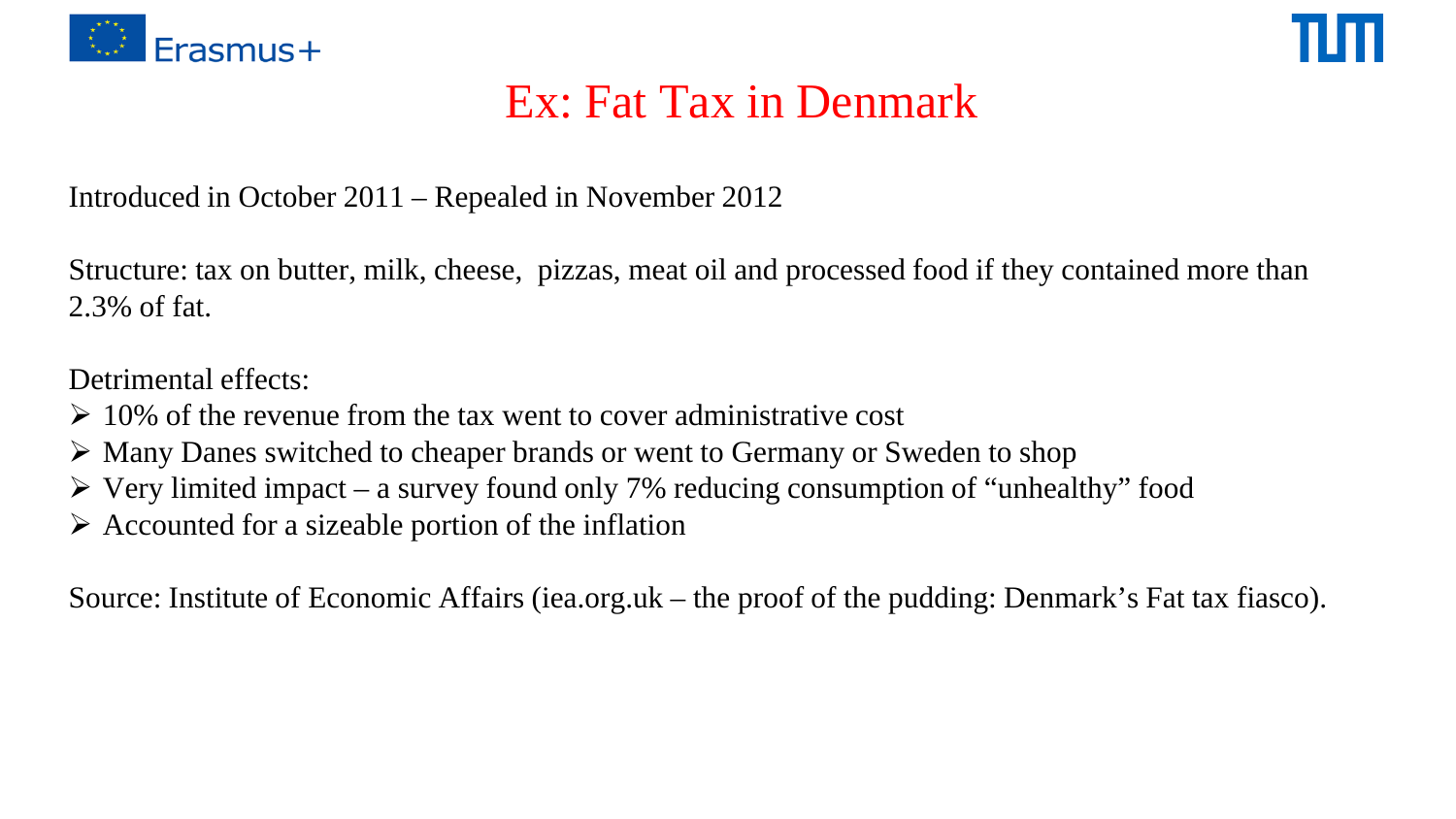# Ex: Fat Tax in Denmark

Introduced in October 2011 – Repealed in November 2012

Structure: tax on butter, milk, cheese, pizzas, meat oil and processed food if they contained more than 2.3% of fat.

Detrimental effects:

- 10% of the revenue from the tax went to cover administrative cost
- Many Danes switched to cheaper brands or went to Germany or Sweden to shop
- Very limited impact – a survey found only 7% reducing consumption of "unhealthy" food
- Accounted for a sizeable portion of the inflation

Source: Institute of Economic Affairs (iea.org.uk – the proof of the pudding: Denmark's Fat tax fiasco).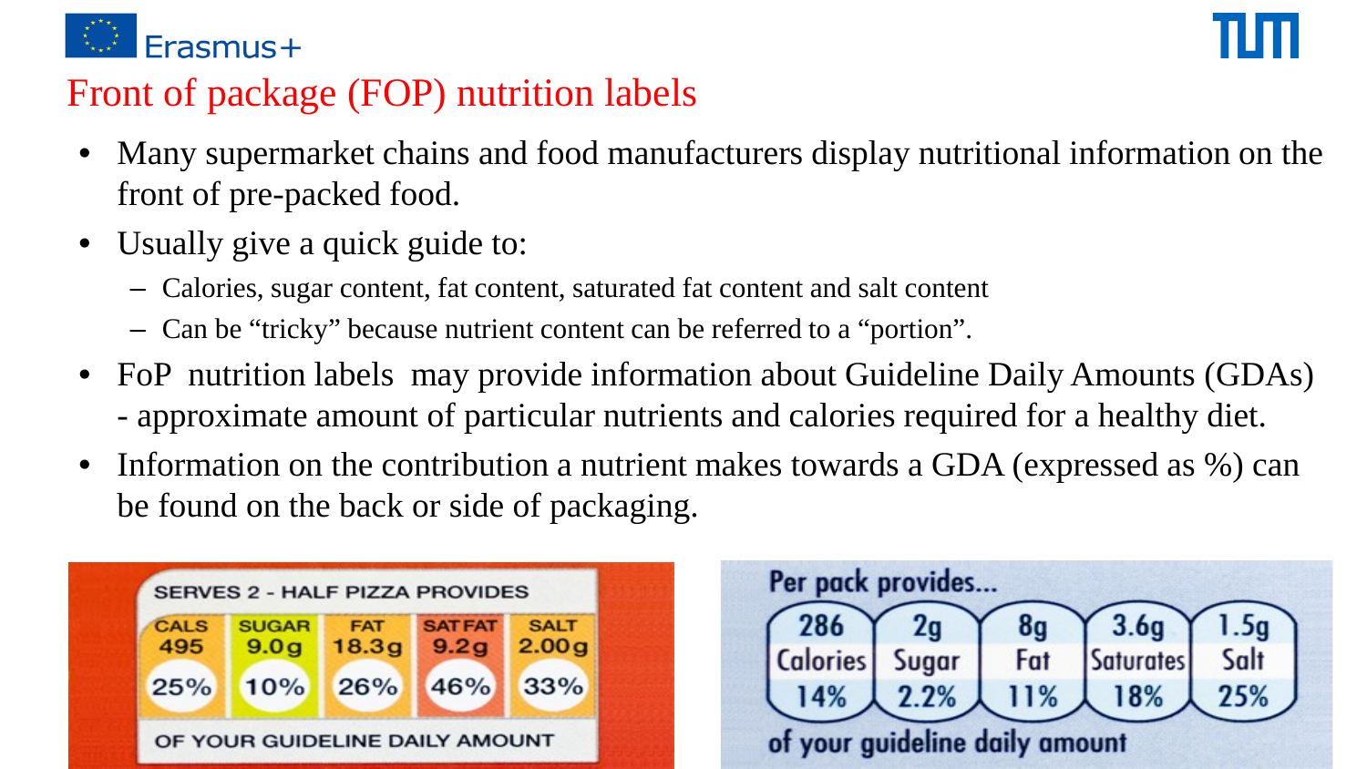# Front of package (FOP) nutrition labels

- Many supermarket chains and food manufacturers display nutritional information on the front of pre-packed food.
- Usually give a quick guide to:
  - Calories, sugar content, fat content, saturated fat content and salt content
  - Can be "tricky" because nutrient content can be referred to a "portion".
- FoP nutrition labels may provide information about Guideline Daily Amounts (GDAs) - approximate amount of particular nutrients and calories required for a healthy diet.
- Information on the contribution a nutrient makes towards a GDA (expressed as %) can be found on the back or side of packaging.

SERVES 2 - HALF PIZZA PROVIDES

| CALS | SUGAR | FAT | SAT FAT | SALT |
|---|---|---|---|---|
| 495 | 9.0g | 18.3g | 9.2g | 2.00g |
| 25% | 10% | 26% | 46% | 33% |

OF YOUR GUIDELINE DAILY AMOUNT

Per pack provides...

| Calories | Sugar | Fat | Saturates | Salt |
|---|---|---|---|---|
| 286 | 2g | 8g | 3.6g | 1.5g |
| 14% | 2.2% | 11% | 18% | 25% |

of your guideline daily amount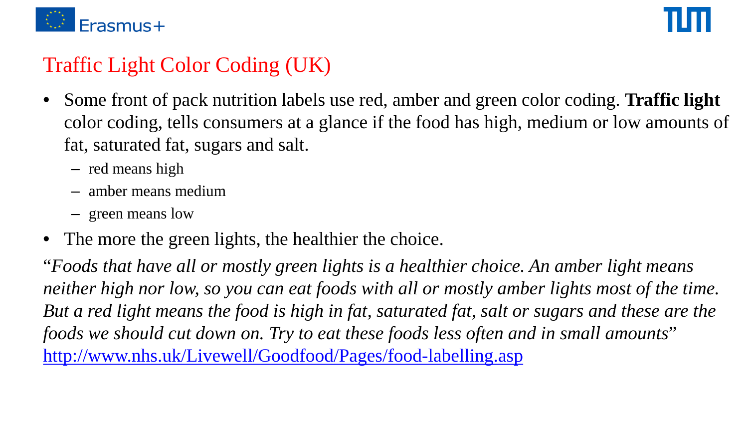# Traffic Light Color Coding (UK)

- Some front of pack nutrition labels use red, amber and green color coding. **Traffic light** color coding, tells consumers at a glance if the food has high, medium or low amounts of fat, saturated fat, sugars and salt.
  - red means high
  - amber means medium
  - green means low
- The more the green lights, the healthier the choice.

"*Foods that have all or mostly green lights is a healthier choice. An amber light means neither high nor low, so you can eat foods with all or mostly amber lights most of the time. But a red light means the food is high in fat, saturated fat, salt or sugars and these are the foods we should cut down on. Try to eat these foods less often and in small amounts*"
http://www.nhs.uk/Livewell/Goodfood/Pages/food-labelling.asp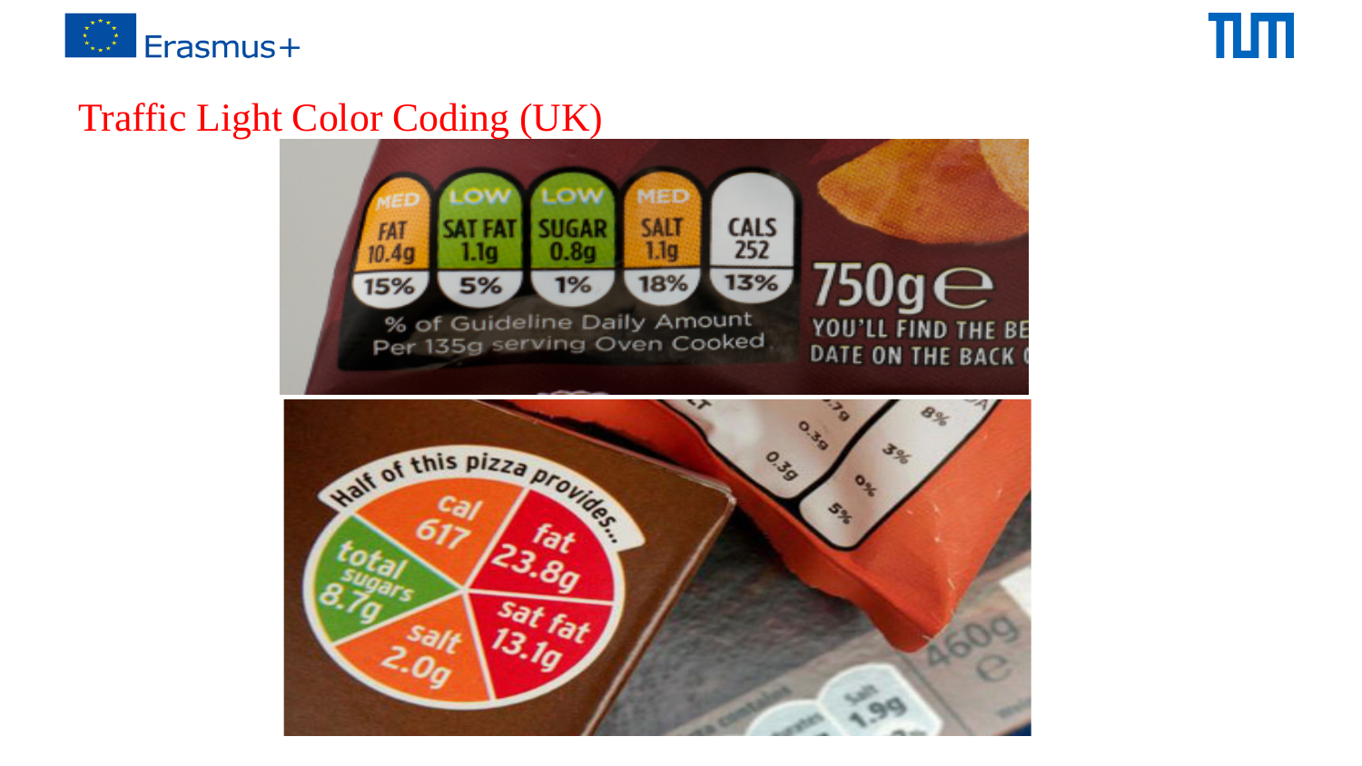# Traffic Light Color Coding (UK)

| MED | LOW | LOW | MED | |
|---|---|---|---|---|
| FAT 10.4g | SAT FAT 1.1g | SUGAR 0.8g | SALT 1.1g | CALS 252 |
| 15% | 5% | 1% | 18% | 13% |

% of Guideline Daily Amount
Per 135g serving Oven Cooked

750g ℮
YOU'LL FIND THE BE
DATE ON THE BACK

Half of this pizza provides...

- cal 617
- fat 23.8g
- sat fat 13.1g
- salt 2.0g
- total sugars 8.7g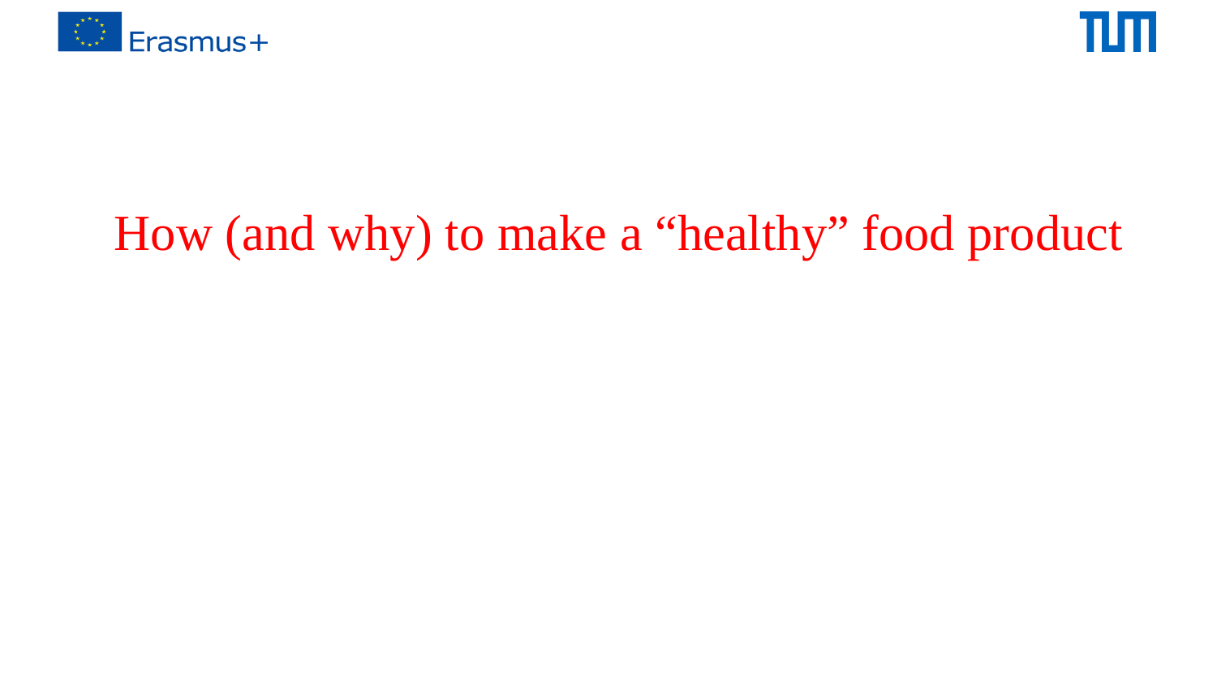# How (and why) to make a “healthy” food product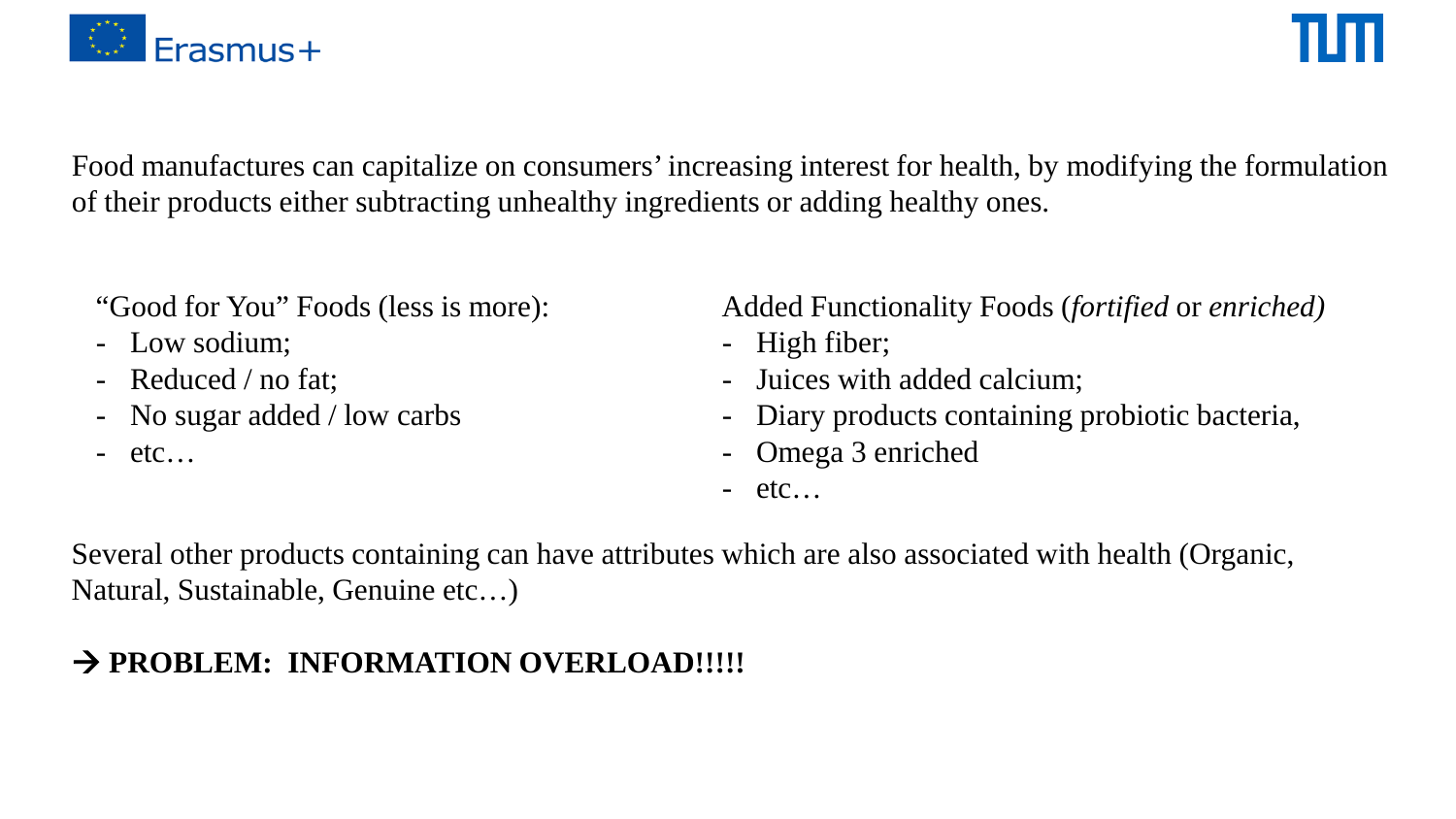Food manufactures can capitalize on consumers' increasing interest for health, by modifying the formulation of their products either subtracting unhealthy ingredients or adding healthy ones.

"Good for You" Foods (less is more):

- Low sodium;
- Reduced / no fat;
- No sugar added / low carbs
- etc…

Added Functionality Foods (*fortified* or *enriched)*

- High fiber;
- Juices with added calcium;
- Diary products containing probiotic bacteria,
- Omega 3 enriched
- etc…

Several other products containing can have attributes which are also associated with health (Organic, Natural, Sustainable, Genuine etc…)

→ **PROBLEM: INFORMATION OVERLOAD!!!!!**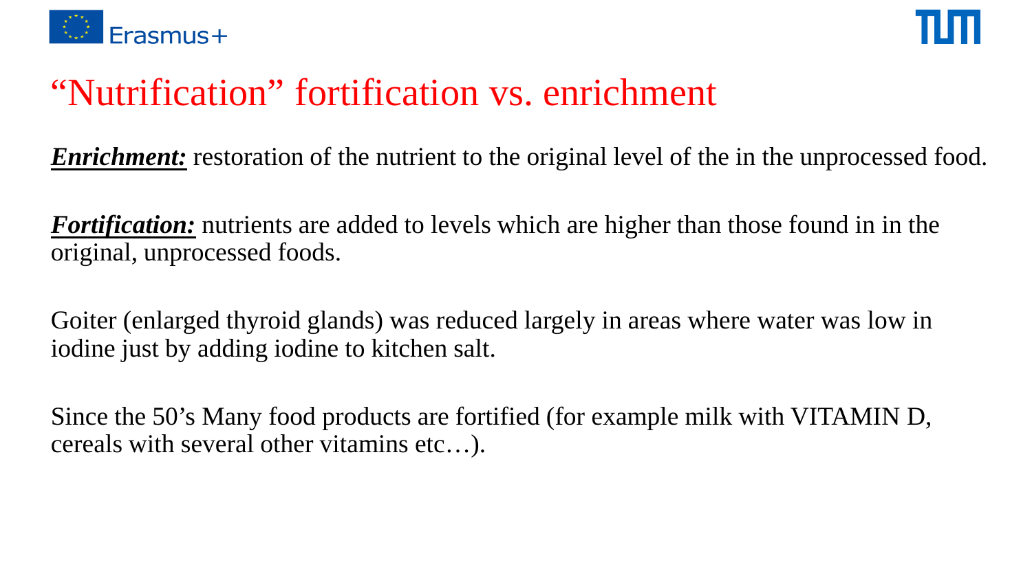# “Nutrification” fortification vs. enrichment

***Enrichment:*** restoration of the nutrient to the original level of the in the unprocessed food.

***Fortification:*** nutrients are added to levels which are higher than those found in in the original, unprocessed foods.

Goiter (enlarged thyroid glands) was reduced largely in areas where water was low in iodine just by adding iodine to kitchen salt.

Since the 50’s Many food products are fortified (for example milk with VITAMIN D, cereals with several other vitamins etc…).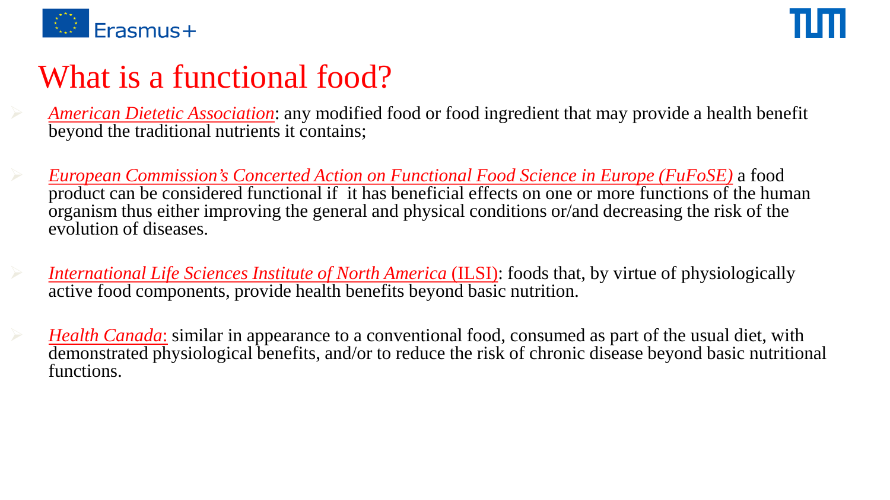# What is a functional food?

- *American Dietetic Association*: any modified food or food ingredient that may provide a health benefit beyond the traditional nutrients it contains;

- *European Commission's Concerted Action on Functional Food Science in Europe (FuFoSE)* a food product can be considered functional if it has beneficial effects on one or more functions of the human organism thus either improving the general and physical conditions or/and decreasing the risk of the evolution of diseases.

- *International Life Sciences Institute of North America* (ILSI): foods that, by virtue of physiologically active food components, provide health benefits beyond basic nutrition.

- *Health Canada*: similar in appearance to a conventional food, consumed as part of the usual diet, with demonstrated physiological benefits, and/or to reduce the risk of chronic disease beyond basic nutritional functions.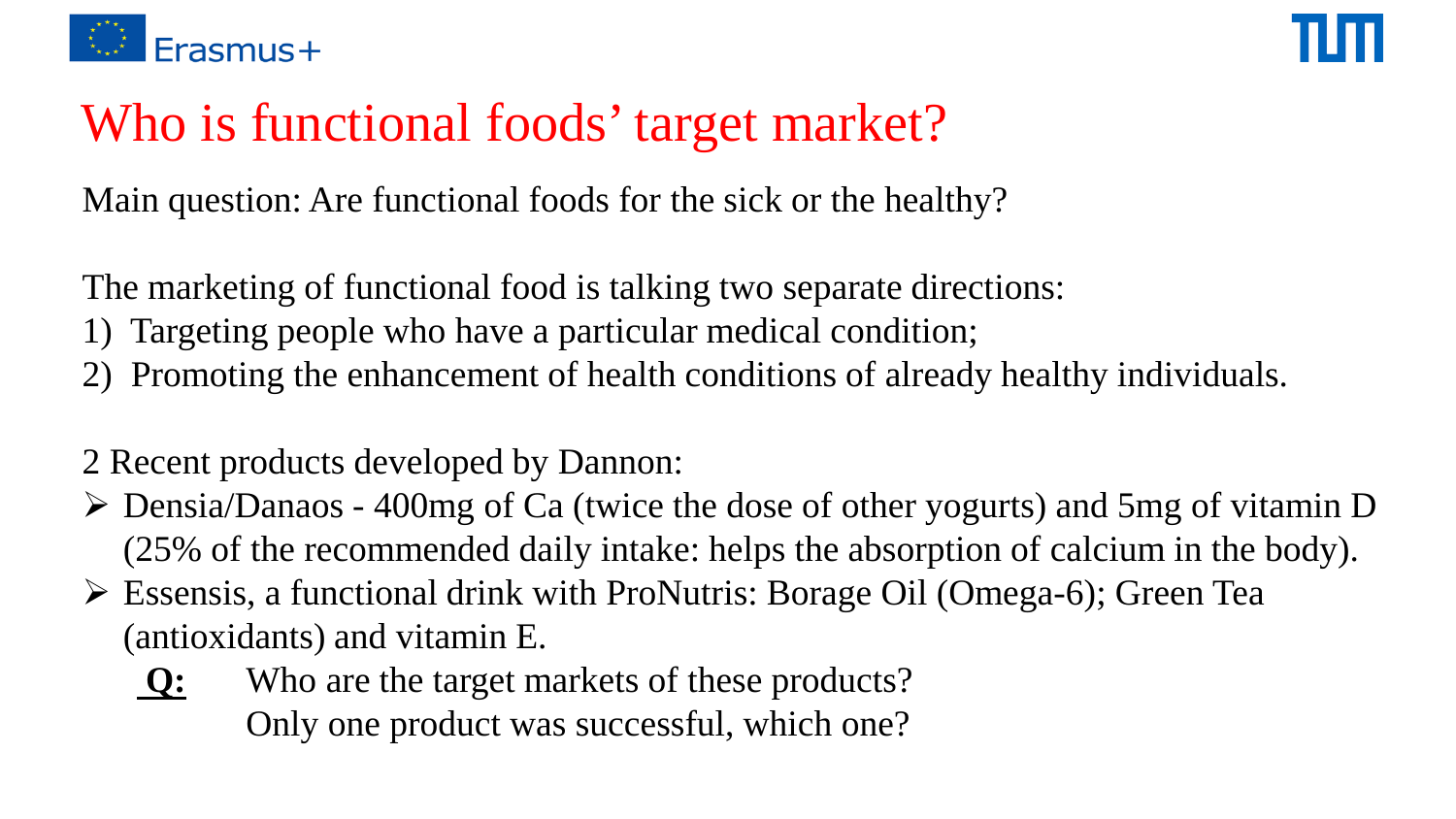# Who is functional foods' target market?

Main question: Are functional foods for the sick or the healthy?

The marketing of functional food is talking two separate directions:

1) Targeting people who have a particular medical condition;
2) Promoting the enhancement of health conditions of already healthy individuals.

2 Recent products developed by Dannon:

- Densia/Danaos - 400mg of Ca (twice the dose of other yogurts) and 5mg of vitamin D (25% of the recommended daily intake: helps the absorption of calcium in the body).
- Essensis, a functional drink with ProNutris: Borage Oil (Omega-6); Green Tea (antioxidants) and vitamin E.

**Q:** Who are the target markets of these products?
Only one product was successful, which one?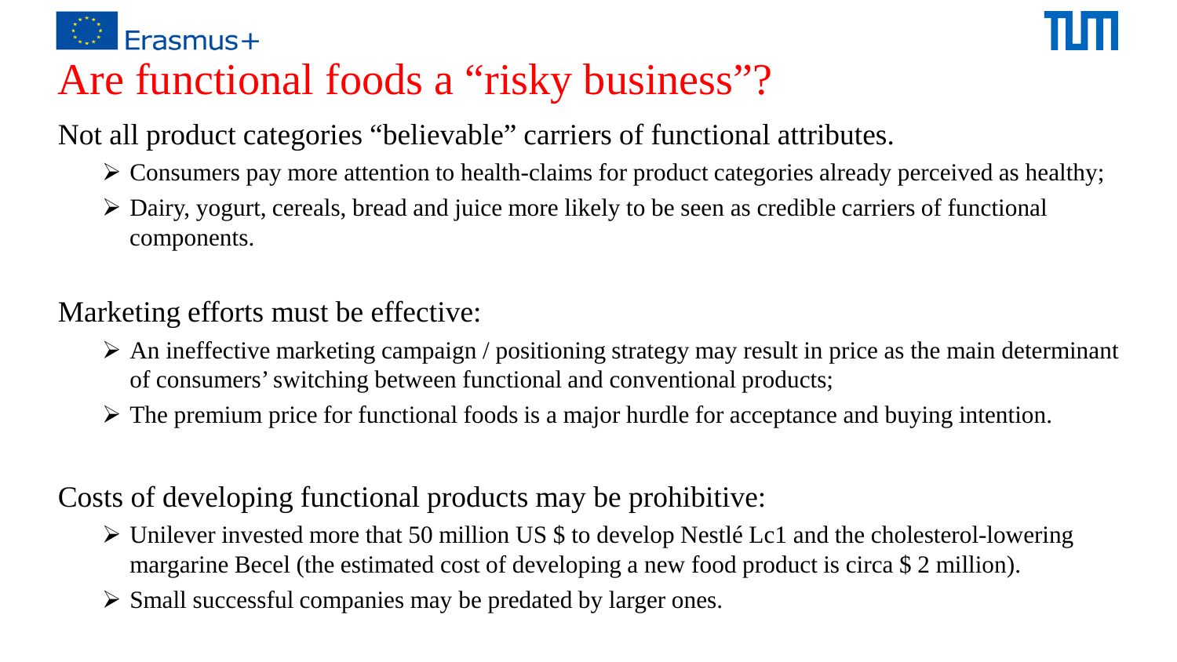# Are functional foods a "risky business"?

Not all product categories "believable" carriers of functional attributes.

- Consumers pay more attention to health-claims for product categories already perceived as healthy;
- Dairy, yogurt, cereals, bread and juice more likely to be seen as credible carriers of functional components.

Marketing efforts must be effective:

- An ineffective marketing campaign / positioning strategy may result in price as the main determinant of consumers' switching between functional and conventional products;
- The premium price for functional foods is a major hurdle for acceptance and buying intention.

Costs of developing functional products may be prohibitive:

- Unilever invested more that 50 million US $ to develop Nestlé Lc1 and the cholesterol-lowering margarine Becel (the estimated cost of developing a new food product is circa $ 2 million).
- Small successful companies may be predated by larger ones.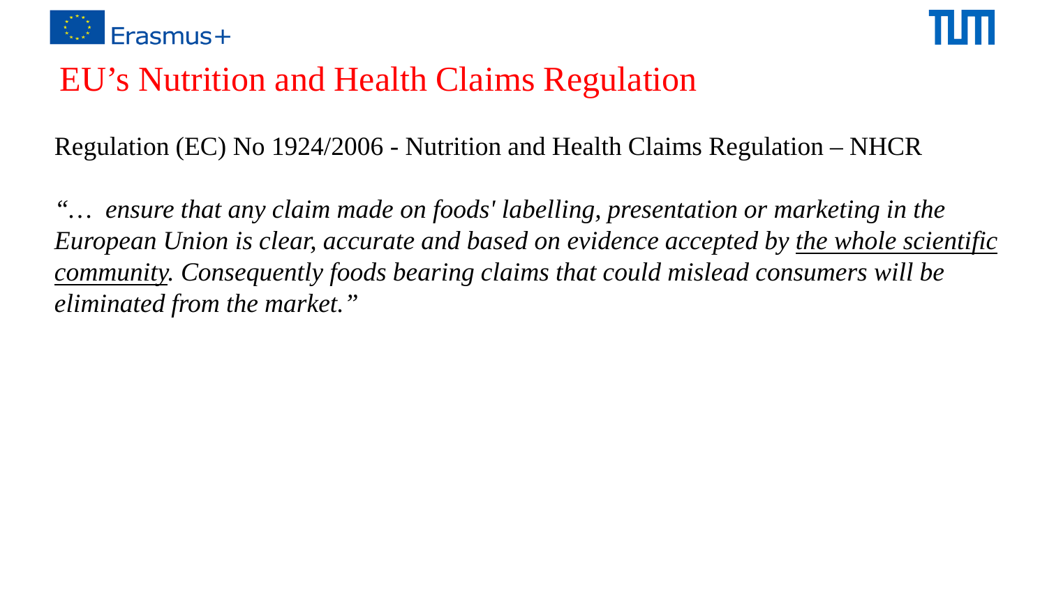# EU's Nutrition and Health Claims Regulation

Regulation (EC) No 1924/2006 - Nutrition and Health Claims Regulation – NHCR

*"… ensure that any claim made on foods' labelling, presentation or marketing in the European Union is clear, accurate and based on evidence accepted by <u>the whole scientific community</u>. Consequently foods bearing claims that could mislead consumers will be eliminated from the market."*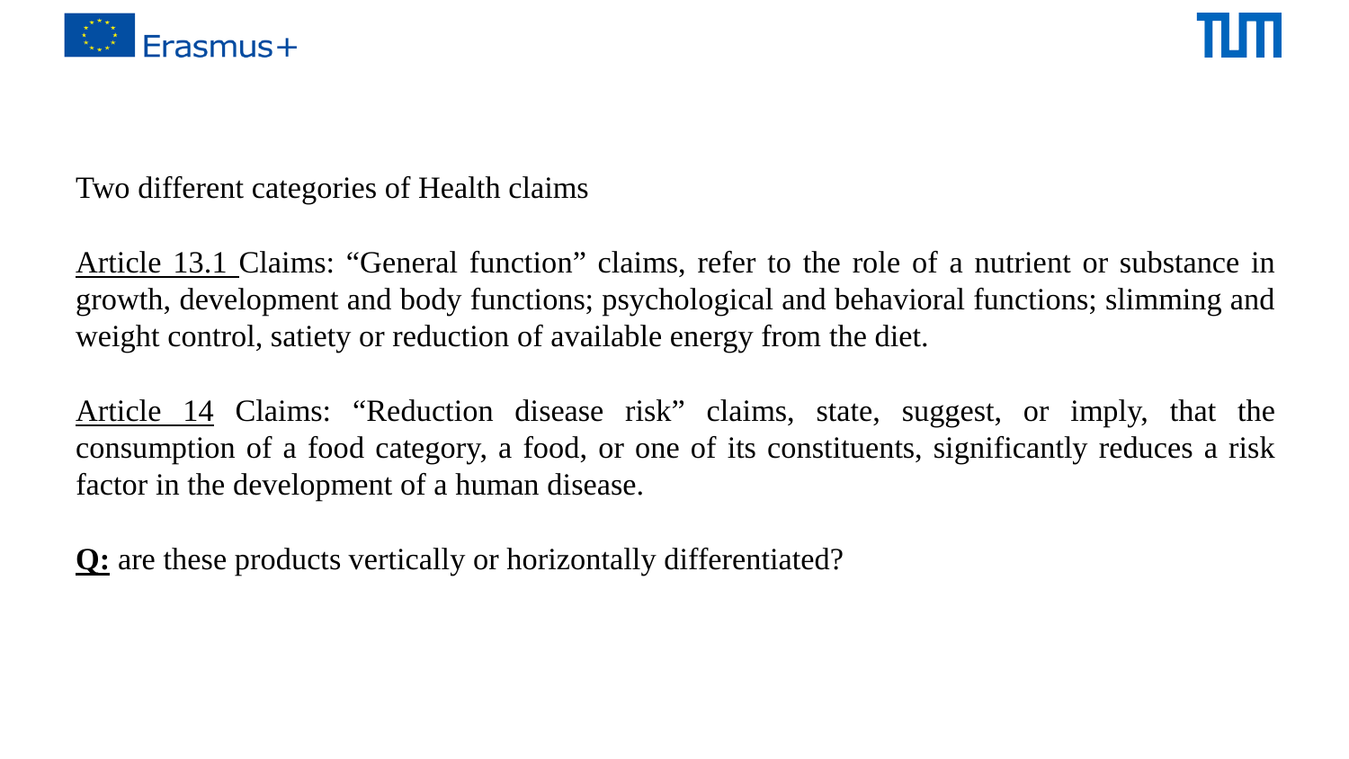Two different categories of Health claims

Article 13.1 Claims: "General function" claims, refer to the role of a nutrient or substance in growth, development and body functions; psychological and behavioral functions; slimming and weight control, satiety or reduction of available energy from the diet.

Article 14 Claims: "Reduction disease risk" claims, state, suggest, or imply, that the consumption of a food category, a food, or one of its constituents, significantly reduces a risk factor in the development of a human disease.

**Q:** are these products vertically or horizontally differentiated?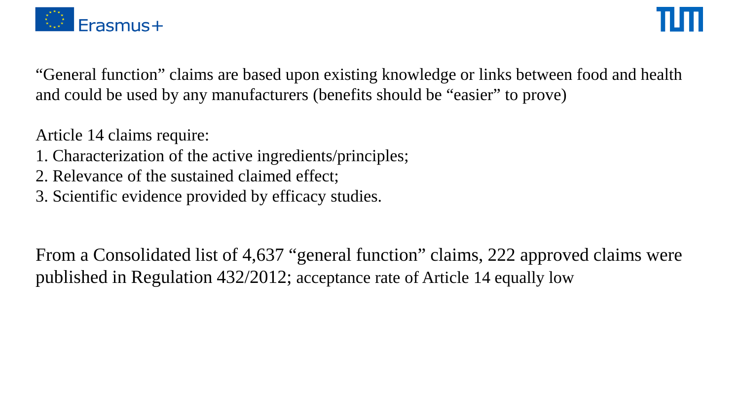"General function" claims are based upon existing knowledge or links between food and health and could be used by any manufacturers (benefits should be "easier" to prove)

Article 14 claims require:

1. Characterization of the active ingredients/principles;
2. Relevance of the sustained claimed effect;
3. Scientific evidence provided by efficacy studies.

From a Consolidated list of 4,637 "general function" claims, 222 approved claims were published in Regulation 432/2012; acceptance rate of Article 14 equally low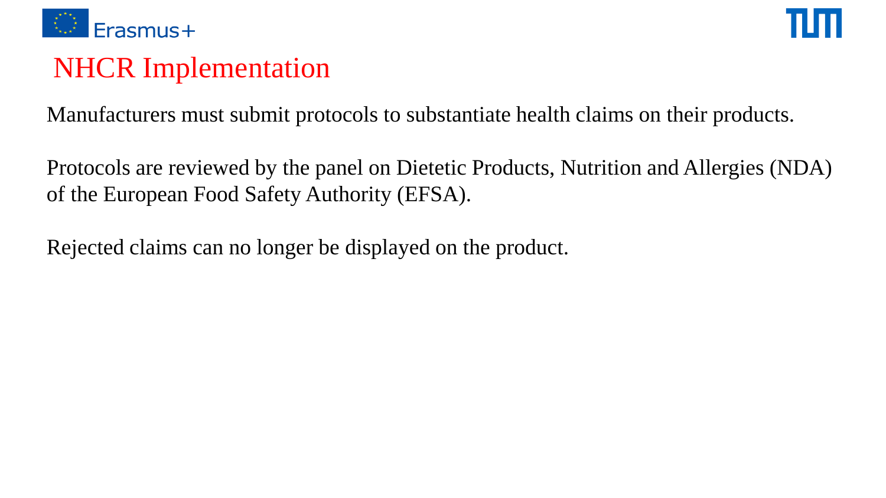# NHCR Implementation

Manufacturers must submit protocols to substantiate health claims on their products.

Protocols are reviewed by the panel on Dietetic Products, Nutrition and Allergies (NDA) of the European Food Safety Authority (EFSA).

Rejected claims can no longer be displayed on the product.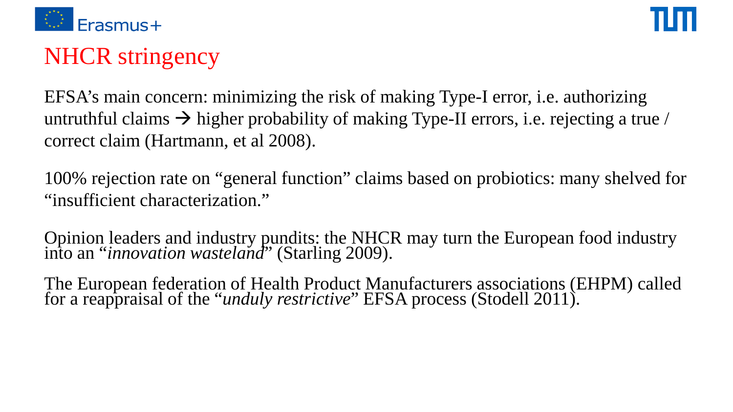# NHCR stringency

EFSA's main concern: minimizing the risk of making Type-I error, i.e. authorizing untruthful claims → higher probability of making Type-II errors, i.e. rejecting a true / correct claim (Hartmann, et al 2008).

100% rejection rate on "general function" claims based on probiotics: many shelved for "insufficient characterization."

Opinion leaders and industry pundits: the NHCR may turn the European food industry into an "*innovation wasteland*" (Starling 2009).

The European federation of Health Product Manufacturers associations (EHPM) called for a reappraisal of the "*unduly restrictive*" EFSA process (Stodell 2011).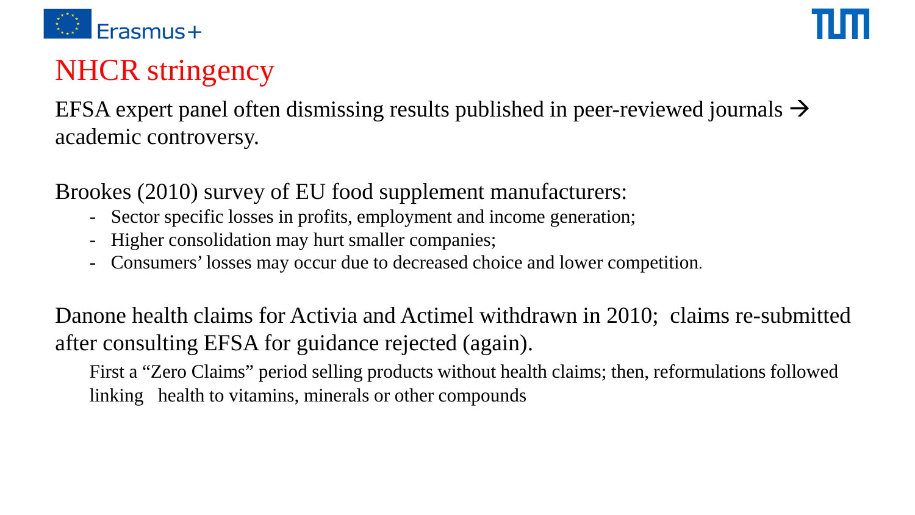# NHCR stringency

EFSA expert panel often dismissing results published in peer-reviewed journals → academic controversy.

Brookes (2010) survey of EU food supplement manufacturers:

- Sector specific losses in profits, employment and income generation;
- Higher consolidation may hurt smaller companies;
- Consumers' losses may occur due to decreased choice and lower competition.

Danone health claims for Activia and Actimel withdrawn in 2010; claims re-submitted after consulting EFSA for guidance rejected (again).

First a "Zero Claims" period selling products without health claims; then, reformulations followed linking health to vitamins, minerals or other compounds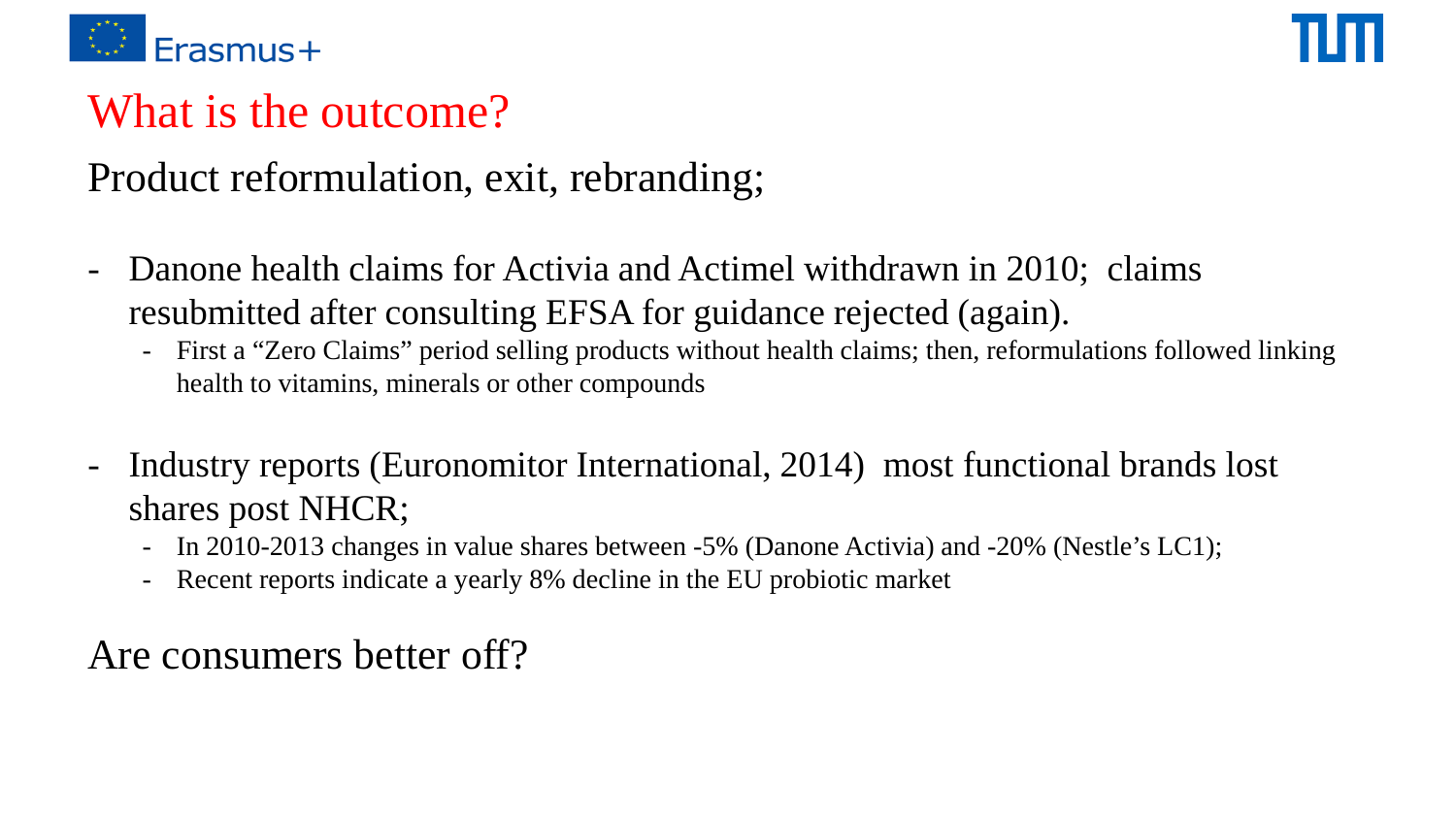# What is the outcome?

Product reformulation, exit, rebranding;

- Danone health claims for Activia and Actimel withdrawn in 2010; claims resubmitted after consulting EFSA for guidance rejected (again).
  - First a “Zero Claims” period selling products without health claims; then, reformulations followed linking health to vitamins, minerals or other compounds

- Industry reports (Euronomitor International, 2014) most functional brands lost shares post NHCR;
  - In 2010-2013 changes in value shares between -5% (Danone Activia) and -20% (Nestle’s LC1);
  - Recent reports indicate a yearly 8% decline in the EU probiotic market

Are consumers better off?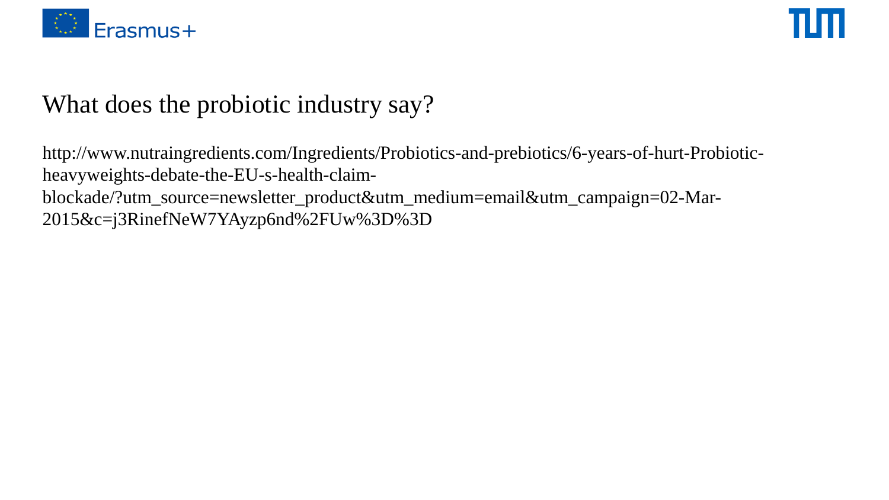# What does the probiotic industry say?

http://www.nutraingredients.com/Ingredients/Probiotics-and-prebiotics/6-years-of-hurt-Probiotic-heavyweights-debate-the-EU-s-health-claim-blockade/?utm_source=newsletter_product&utm_medium=email&utm_campaign=02-Mar-2015&c=j3RinefNeW7YAyzp6nd%2FUw%3D%3D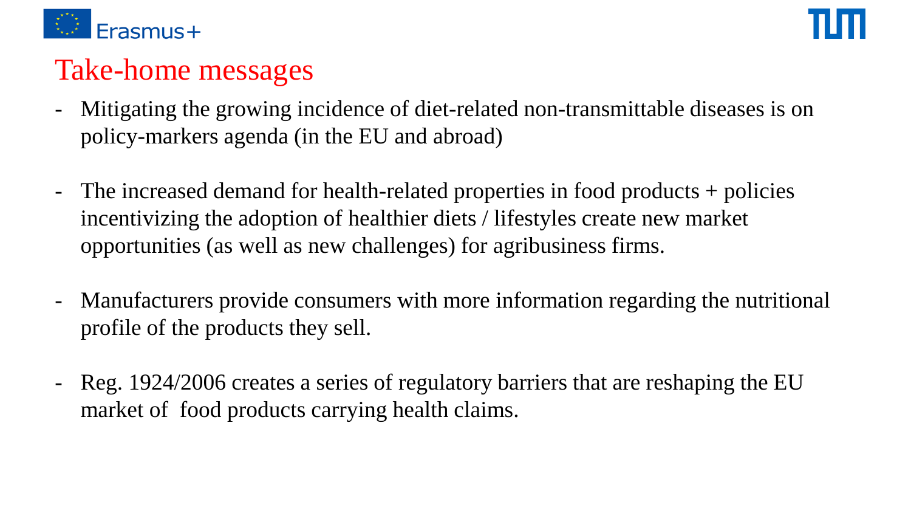## Take-home messages

- Mitigating the growing incidence of diet-related non-transmittable diseases is on policy-markers agenda (in the EU and abroad)

- The increased demand for health-related properties in food products + policies incentivizing the adoption of healthier diets / lifestyles create new market opportunities (as well as new challenges) for agribusiness firms.

- Manufacturers provide consumers with more information regarding the nutritional profile of the products they sell.

- Reg. 1924/2006 creates a series of regulatory barriers that are reshaping the EU market of food products carrying health claims.